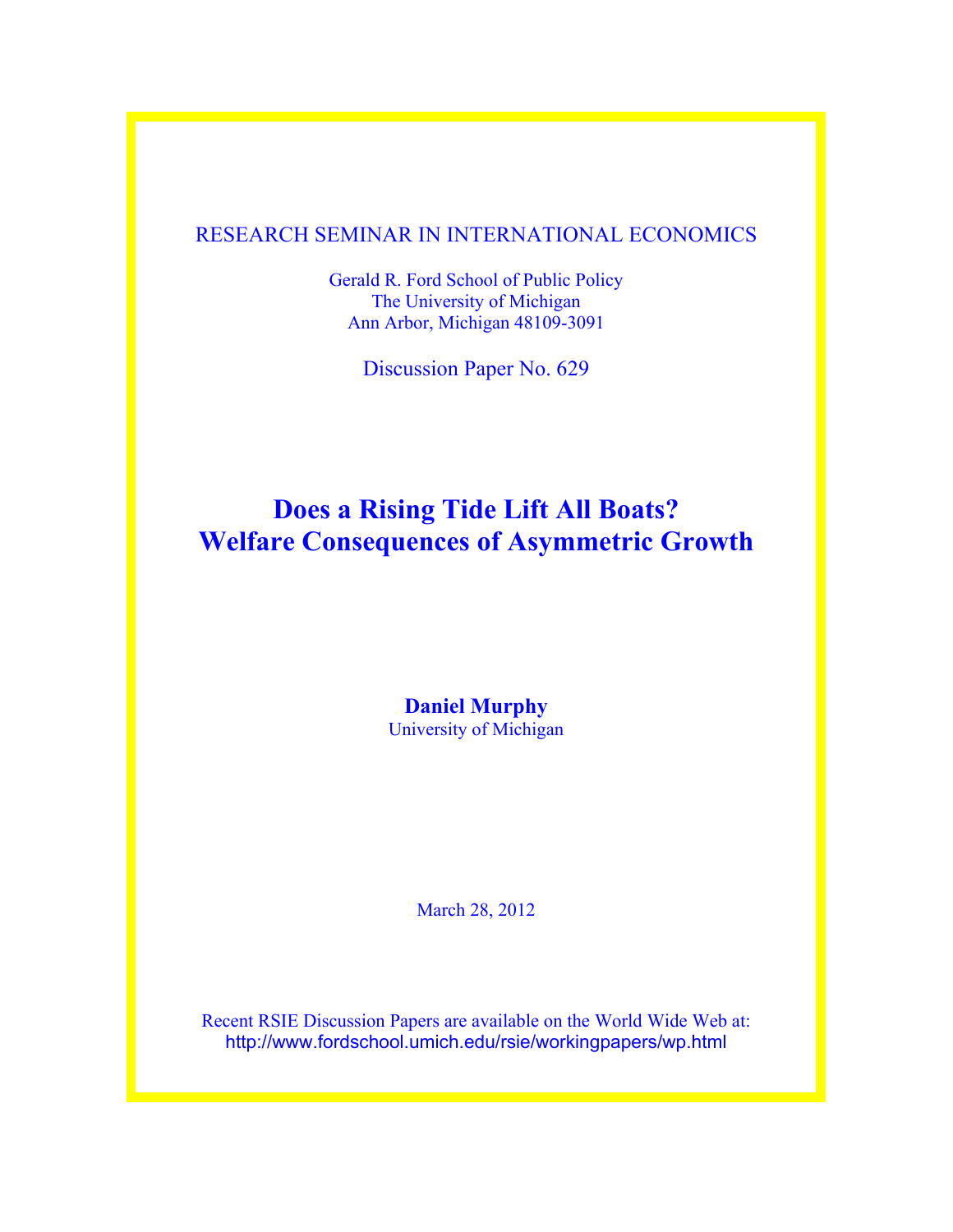RESEARCH SEMINAR IN INTERNATIONAL ECONOMICS

Gerald R. Ford School of Public Policy
The University of Michigan
Ann Arbor, Michigan 48109-3091

Discussion Paper No. 629

# Does a Rising Tide Lift All Boats? Welfare Consequences of Asymmetric Growth

**Daniel Murphy**
University of Michigan

March 28, 2012

Recent RSIE Discussion Papers are available on the World Wide Web at:
http://www.fordschool.umich.edu/rsie/workingpapers/wp.html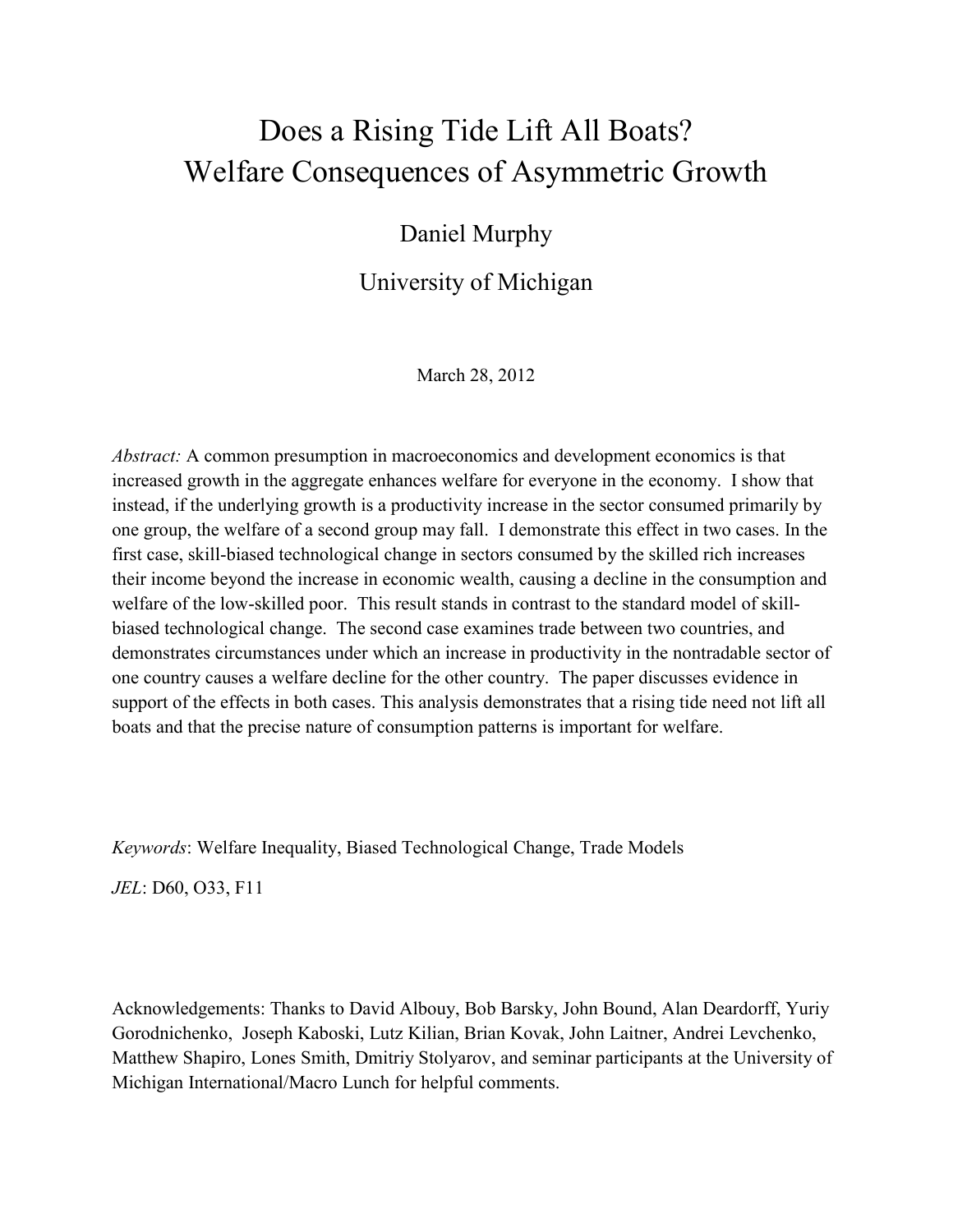# Does a Rising Tide Lift All Boats?
# Welfare Consequences of Asymmetric Growth

Daniel Murphy

University of Michigan

March 28, 2012

*Abstract:* A common presumption in macroeconomics and development economics is that increased growth in the aggregate enhances welfare for everyone in the economy. I show that instead, if the underlying growth is a productivity increase in the sector consumed primarily by one group, the welfare of a second group may fall. I demonstrate this effect in two cases. In the first case, skill-biased technological change in sectors consumed by the skilled rich increases their income beyond the increase in economic wealth, causing a decline in the consumption and welfare of the low-skilled poor. This result stands in contrast to the standard model of skill-biased technological change. The second case examines trade between two countries, and demonstrates circumstances under which an increase in productivity in the nontradable sector of one country causes a welfare decline for the other country. The paper discusses evidence in support of the effects in both cases. This analysis demonstrates that a rising tide need not lift all boats and that the precise nature of consumption patterns is important for welfare.

*Keywords*: Welfare Inequality, Biased Technological Change, Trade Models

*JEL*: D60, O33, F11

Acknowledgements: Thanks to David Albouy, Bob Barsky, John Bound, Alan Deardorff, Yuriy Gorodnichenko, Joseph Kaboski, Lutz Kilian, Brian Kovak, John Laitner, Andrei Levchenko, Matthew Shapiro, Lones Smith, Dmitriy Stolyarov, and seminar participants at the University of Michigan International/Macro Lunch for helpful comments.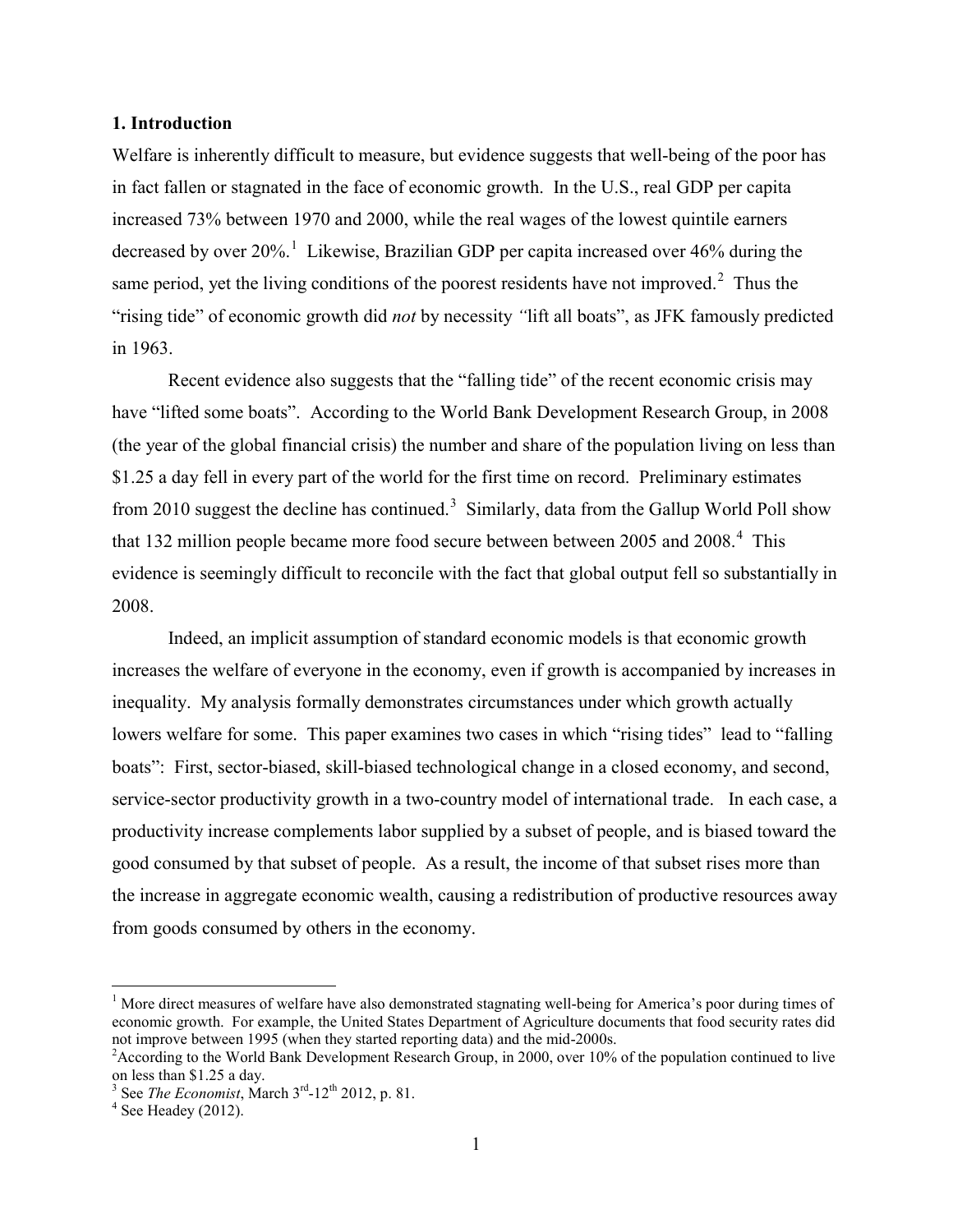### 1. Introduction

Welfare is inherently difficult to measure, but evidence suggests that well-being of the poor has in fact fallen or stagnated in the face of economic growth. In the U.S., real GDP per capita increased 73% between 1970 and 2000, while the real wages of the lowest quintile earners decreased by over 20%.[1] Likewise, Brazilian GDP per capita increased over 46% during the same period, yet the living conditions of the poorest residents have not improved.[2] Thus the "rising tide" of economic growth did *not* by necessity *"*lift all boats", as JFK famously predicted in 1963.

Recent evidence also suggests that the "falling tide" of the recent economic crisis may have "lifted some boats". According to the World Bank Development Research Group, in 2008 (the year of the global financial crisis) the number and share of the population living on less than $1.25 a day fell in every part of the world for the first time on record. Preliminary estimates from 2010 suggest the decline has continued.[3] Similarly, data from the Gallup World Poll show that 132 million people became more food secure between between 2005 and 2008.[4] This evidence is seemingly difficult to reconcile with the fact that global output fell so substantially in 2008.

Indeed, an implicit assumption of standard economic models is that economic growth increases the welfare of everyone in the economy, even if growth is accompanied by increases in inequality. My analysis formally demonstrates circumstances under which growth actually lowers welfare for some. This paper examines two cases in which "rising tides" lead to "falling boats": First, sector-biased, skill-biased technological change in a closed economy, and second, service-sector productivity growth in a two-country model of international trade. In each case, a productivity increase complements labor supplied by a subset of people, and is biased toward the good consumed by that subset of people. As a result, the income of that subset rises more than the increase in aggregate economic wealth, causing a redistribution of productive resources away from goods consumed by others in the economy.

---

[1] More direct measures of welfare have also demonstrated stagnating well-being for America's poor during times of economic growth. For example, the United States Department of Agriculture documents that food security rates did not improve between 1995 (when they started reporting data) and the mid-2000s.

[2] According to the World Bank Development Research Group, in 2000, over 10% of the population continued to live on less than $1.25 a day.

[3] See *The Economist*, March 3rd-12th 2012, p. 81.

[4] See Headey (2012).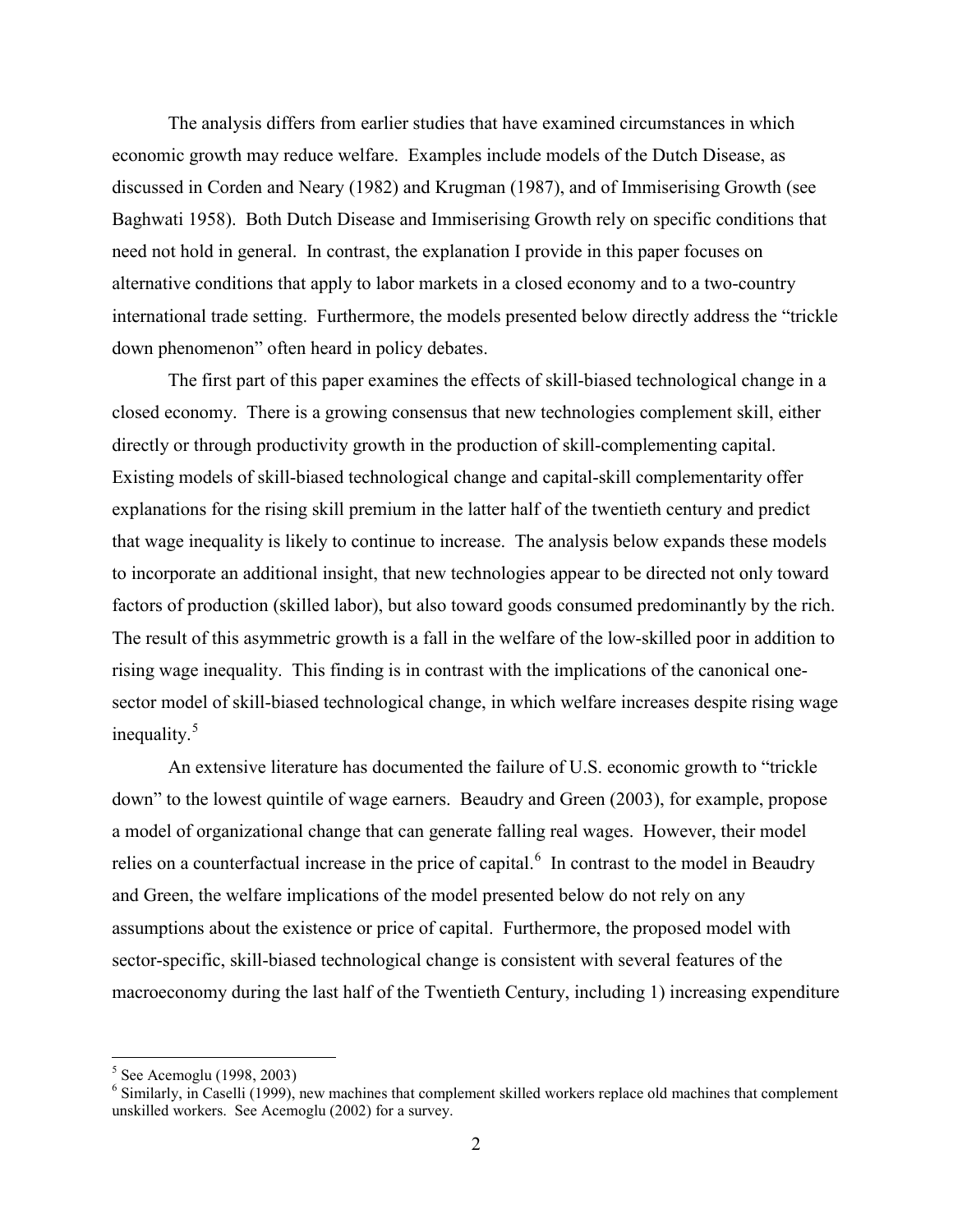The analysis differs from earlier studies that have examined circumstances in which economic growth may reduce welfare. Examples include models of the Dutch Disease, as discussed in Corden and Neary (1982) and Krugman (1987), and of Immiserising Growth (see Baghwati 1958). Both Dutch Disease and Immiserising Growth rely on specific conditions that need not hold in general. In contrast, the explanation I provide in this paper focuses on alternative conditions that apply to labor markets in a closed economy and to a two-country international trade setting. Furthermore, the models presented below directly address the "trickle down phenomenon" often heard in policy debates.

The first part of this paper examines the effects of skill-biased technological change in a closed economy. There is a growing consensus that new technologies complement skill, either directly or through productivity growth in the production of skill-complementing capital. Existing models of skill-biased technological change and capital-skill complementarity offer explanations for the rising skill premium in the latter half of the twentieth century and predict that wage inequality is likely to continue to increase. The analysis below expands these models to incorporate an additional insight, that new technologies appear to be directed not only toward factors of production (skilled labor), but also toward goods consumed predominantly by the rich. The result of this asymmetric growth is a fall in the welfare of the low-skilled poor in addition to rising wage inequality. This finding is in contrast with the implications of the canonical one-sector model of skill-biased technological change, in which welfare increases despite rising wage inequality.[5]

An extensive literature has documented the failure of U.S. economic growth to "trickle down" to the lowest quintile of wage earners. Beaudry and Green (2003), for example, propose a model of organizational change that can generate falling real wages. However, their model relies on a counterfactual increase in the price of capital.[6] In contrast to the model in Beaudry and Green, the welfare implications of the model presented below do not rely on any assumptions about the existence or price of capital. Furthermore, the proposed model with sector-specific, skill-biased technological change is consistent with several features of the macroeconomy during the last half of the Twentieth Century, including 1) increasing expenditure

[5] See Acemoglu (1998, 2003)

[6] Similarly, in Caselli (1999), new machines that complement skilled workers replace old machines that complement unskilled workers. See Acemoglu (2002) for a survey.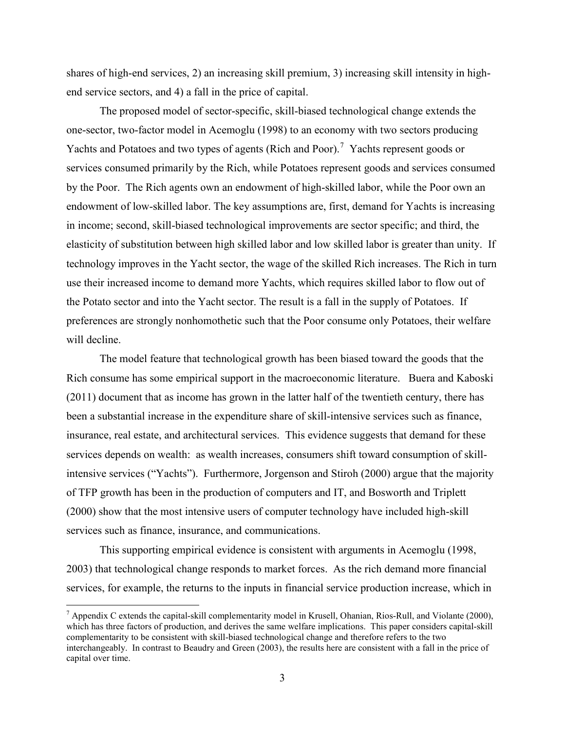shares of high-end services, 2) an increasing skill premium, 3) increasing skill intensity in high-end service sectors, and 4) a fall in the price of capital.

The proposed model of sector-specific, skill-biased technological change extends the one-sector, two-factor model in Acemoglu (1998) to an economy with two sectors producing Yachts and Potatoes and two types of agents (Rich and Poor).[7] Yachts represent goods or services consumed primarily by the Rich, while Potatoes represent goods and services consumed by the Poor. The Rich agents own an endowment of high-skilled labor, while the Poor own an endowment of low-skilled labor. The key assumptions are, first, demand for Yachts is increasing in income; second, skill-biased technological improvements are sector specific; and third, the elasticity of substitution between high skilled labor and low skilled labor is greater than unity. If technology improves in the Yacht sector, the wage of the skilled Rich increases. The Rich in turn use their increased income to demand more Yachts, which requires skilled labor to flow out of the Potato sector and into the Yacht sector. The result is a fall in the supply of Potatoes. If preferences are strongly nonhomothetic such that the Poor consume only Potatoes, their welfare will decline.

The model feature that technological growth has been biased toward the goods that the Rich consume has some empirical support in the macroeconomic literature. Buera and Kaboski (2011) document that as income has grown in the latter half of the twentieth century, there has been a substantial increase in the expenditure share of skill-intensive services such as finance, insurance, real estate, and architectural services. This evidence suggests that demand for these services depends on wealth: as wealth increases, consumers shift toward consumption of skill-intensive services ("Yachts"). Furthermore, Jorgenson and Stiroh (2000) argue that the majority of TFP growth has been in the production of computers and IT, and Bosworth and Triplett (2000) show that the most intensive users of computer technology have included high-skill services such as finance, insurance, and communications.

This supporting empirical evidence is consistent with arguments in Acemoglu (1998, 2003) that technological change responds to market forces. As the rich demand more financial services, for example, the returns to the inputs in financial service production increase, which in

[7] Appendix C extends the capital-skill complementarity model in Krusell, Ohanian, Rios-Rull, and Violante (2000), which has three factors of production, and derives the same welfare implications. This paper considers capital-skill complementarity to be consistent with skill-biased technological change and therefore refers to the two interchangeably. In contrast to Beaudry and Green (2003), the results here are consistent with a fall in the price of capital over time.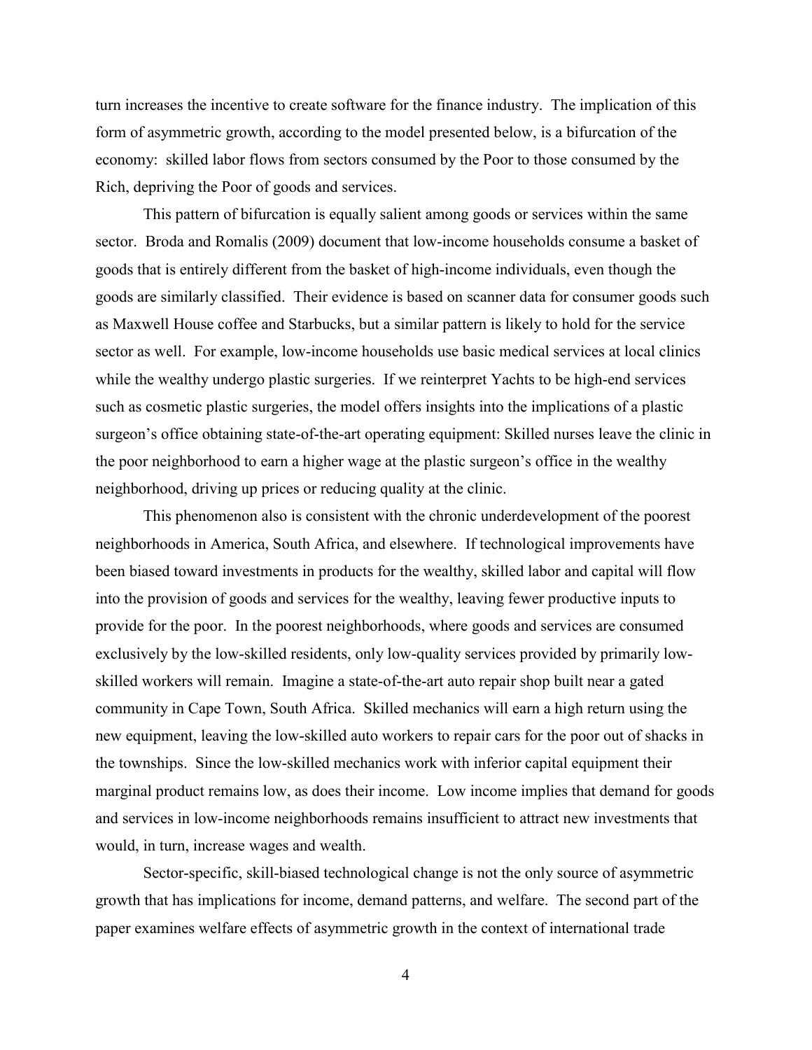turn increases the incentive to create software for the finance industry. The implication of this form of asymmetric growth, according to the model presented below, is a bifurcation of the economy: skilled labor flows from sectors consumed by the Poor to those consumed by the Rich, depriving the Poor of goods and services.

This pattern of bifurcation is equally salient among goods or services within the same sector. Broda and Romalis (2009) document that low-income households consume a basket of goods that is entirely different from the basket of high-income individuals, even though the goods are similarly classified. Their evidence is based on scanner data for consumer goods such as Maxwell House coffee and Starbucks, but a similar pattern is likely to hold for the service sector as well. For example, low-income households use basic medical services at local clinics while the wealthy undergo plastic surgeries. If we reinterpret Yachts to be high-end services such as cosmetic plastic surgeries, the model offers insights into the implications of a plastic surgeon's office obtaining state-of-the-art operating equipment: Skilled nurses leave the clinic in the poor neighborhood to earn a higher wage at the plastic surgeon's office in the wealthy neighborhood, driving up prices or reducing quality at the clinic.

This phenomenon also is consistent with the chronic underdevelopment of the poorest neighborhoods in America, South Africa, and elsewhere. If technological improvements have been biased toward investments in products for the wealthy, skilled labor and capital will flow into the provision of goods and services for the wealthy, leaving fewer productive inputs to provide for the poor. In the poorest neighborhoods, where goods and services are consumed exclusively by the low-skilled residents, only low-quality services provided by primarily low-skilled workers will remain. Imagine a state-of-the-art auto repair shop built near a gated community in Cape Town, South Africa. Skilled mechanics will earn a high return using the new equipment, leaving the low-skilled auto workers to repair cars for the poor out of shacks in the townships. Since the low-skilled mechanics work with inferior capital equipment their marginal product remains low, as does their income. Low income implies that demand for goods and services in low-income neighborhoods remains insufficient to attract new investments that would, in turn, increase wages and wealth.

Sector-specific, skill-biased technological change is not the only source of asymmetric growth that has implications for income, demand patterns, and welfare. The second part of the paper examines welfare effects of asymmetric growth in the context of international trade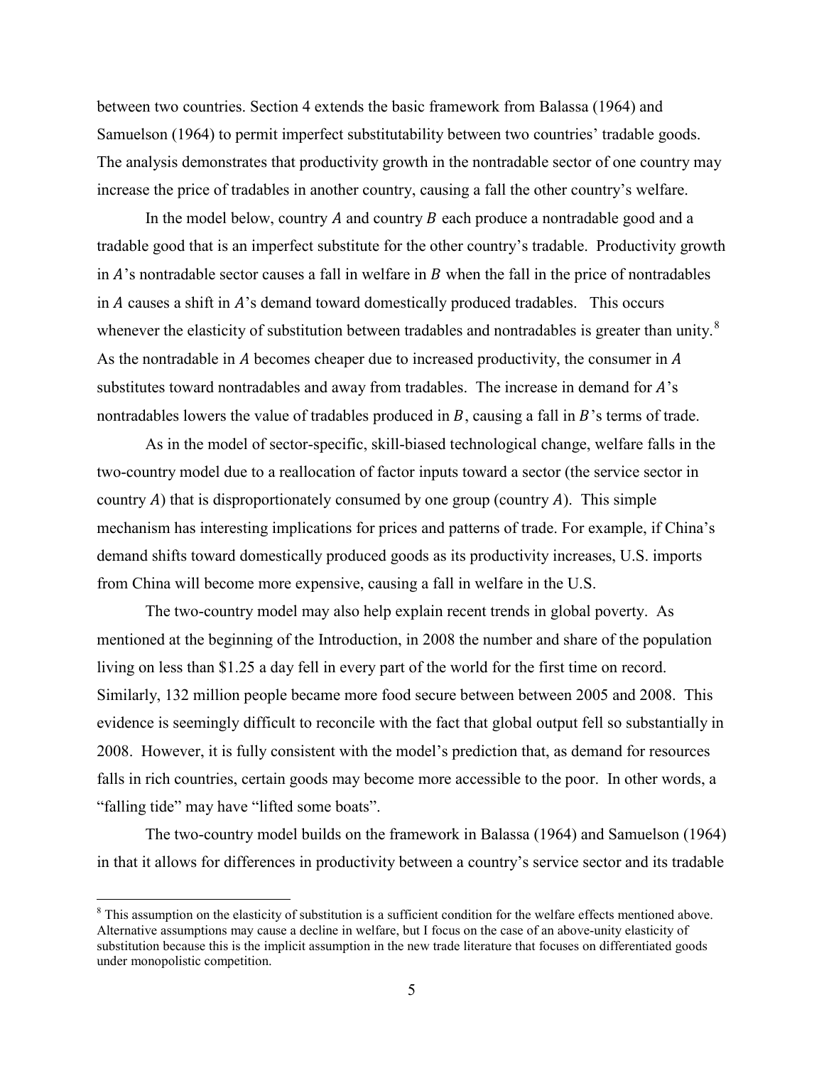between two countries. Section 4 extends the basic framework from Balassa (1964) and Samuelson (1964) to permit imperfect substitutability between two countries' tradable goods. The analysis demonstrates that productivity growth in the nontradable sector of one country may increase the price of tradables in another country, causing a fall the other country's welfare.

In the model below, country $A$ and country $B$ each produce a nontradable good and a tradable good that is an imperfect substitute for the other country's tradable. Productivity growth in $A$'s nontradable sector causes a fall in welfare in $B$ when the fall in the price of nontradables in $A$ causes a shift in $A$'s demand toward domestically produced tradables. This occurs whenever the elasticity of substitution between tradables and nontradables is greater than unity.[8] As the nontradable in $A$ becomes cheaper due to increased productivity, the consumer in $A$ substitutes toward nontradables and away from tradables. The increase in demand for $A$'s nontradables lowers the value of tradables produced in $B$, causing a fall in $B$'s terms of trade.

As in the model of sector-specific, skill-biased technological change, welfare falls in the two-country model due to a reallocation of factor inputs toward a sector (the service sector in country $A$) that is disproportionately consumed by one group (country $A$). This simple mechanism has interesting implications for prices and patterns of trade. For example, if China's demand shifts toward domestically produced goods as its productivity increases, U.S. imports from China will become more expensive, causing a fall in welfare in the U.S.

The two-country model may also help explain recent trends in global poverty. As mentioned at the beginning of the Introduction, in 2008 the number and share of the population living on less than \$1.25 a day fell in every part of the world for the first time on record. Similarly, 132 million people became more food secure between between 2005 and 2008. This evidence is seemingly difficult to reconcile with the fact that global output fell so substantially in 2008. However, it is fully consistent with the model's prediction that, as demand for resources falls in rich countries, certain goods may become more accessible to the poor. In other words, a "falling tide" may have "lifted some boats".

The two-country model builds on the framework in Balassa (1964) and Samuelson (1964) in that it allows for differences in productivity between a country's service sector and its tradable

---

[8] This assumption on the elasticity of substitution is a sufficient condition for the welfare effects mentioned above. Alternative assumptions may cause a decline in welfare, but I focus on the case of an above-unity elasticity of substitution because this is the implicit assumption in the new trade literature that focuses on differentiated goods under monopolistic competition.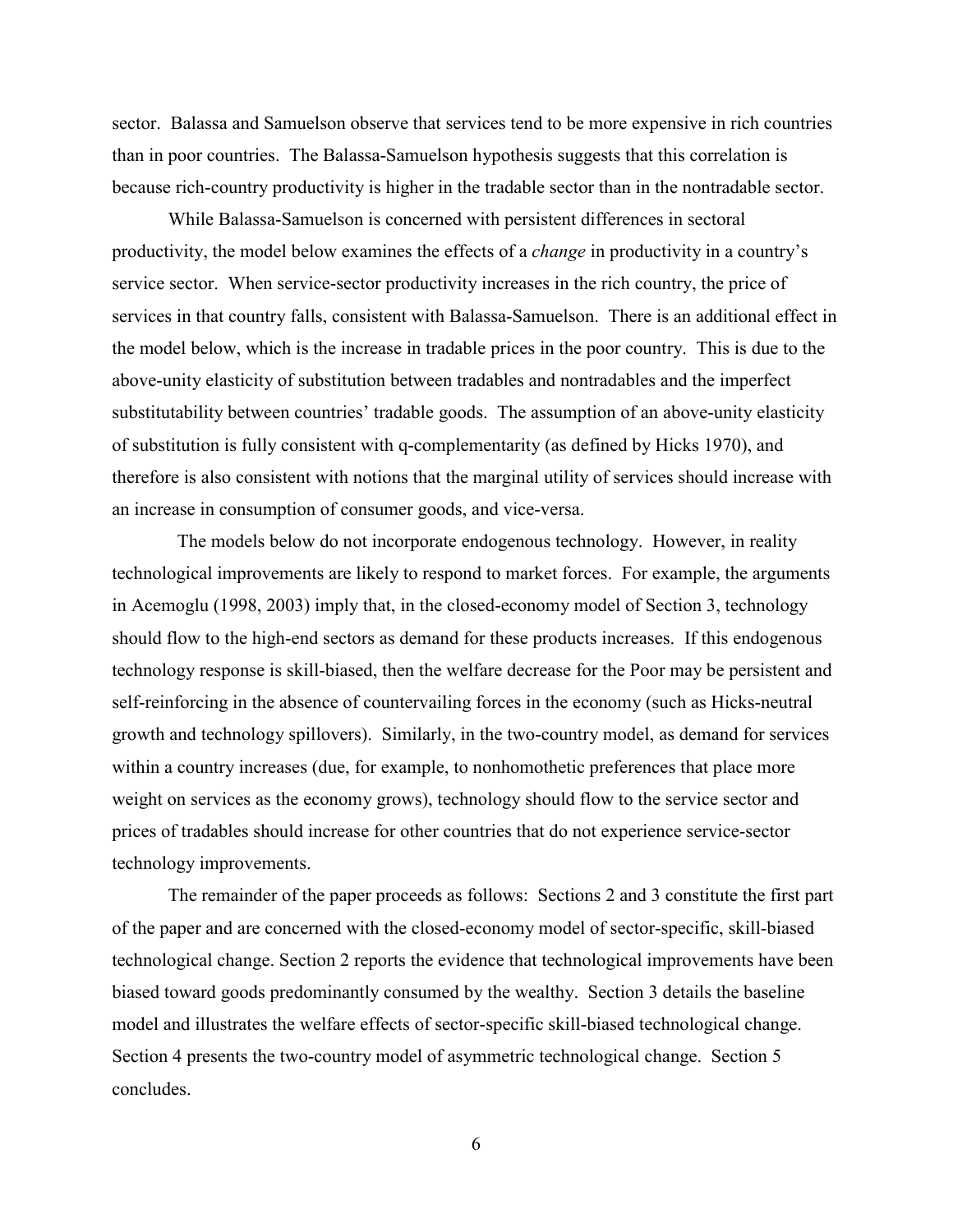sector. Balassa and Samuelson observe that services tend to be more expensive in rich countries than in poor countries. The Balassa-Samuelson hypothesis suggests that this correlation is because rich-country productivity is higher in the tradable sector than in the nontradable sector.

While Balassa-Samuelson is concerned with persistent differences in sectoral productivity, the model below examines the effects of a *change* in productivity in a country's service sector. When service-sector productivity increases in the rich country, the price of services in that country falls, consistent with Balassa-Samuelson. There is an additional effect in the model below, which is the increase in tradable prices in the poor country. This is due to the above-unity elasticity of substitution between tradables and nontradables and the imperfect substitutability between countries' tradable goods. The assumption of an above-unity elasticity of substitution is fully consistent with q-complementarity (as defined by Hicks 1970), and therefore is also consistent with notions that the marginal utility of services should increase with an increase in consumption of consumer goods, and vice-versa.

The models below do not incorporate endogenous technology. However, in reality technological improvements are likely to respond to market forces. For example, the arguments in Acemoglu (1998, 2003) imply that, in the closed-economy model of Section 3, technology should flow to the high-end sectors as demand for these products increases. If this endogenous technology response is skill-biased, then the welfare decrease for the Poor may be persistent and self-reinforcing in the absence of countervailing forces in the economy (such as Hicks-neutral growth and technology spillovers). Similarly, in the two-country model, as demand for services within a country increases (due, for example, to nonhomothetic preferences that place more weight on services as the economy grows), technology should flow to the service sector and prices of tradables should increase for other countries that do not experience service-sector technology improvements.

The remainder of the paper proceeds as follows: Sections 2 and 3 constitute the first part of the paper and are concerned with the closed-economy model of sector-specific, skill-biased technological change. Section 2 reports the evidence that technological improvements have been biased toward goods predominantly consumed by the wealthy. Section 3 details the baseline model and illustrates the welfare effects of sector-specific skill-biased technological change. Section 4 presents the two-country model of asymmetric technological change. Section 5 concludes.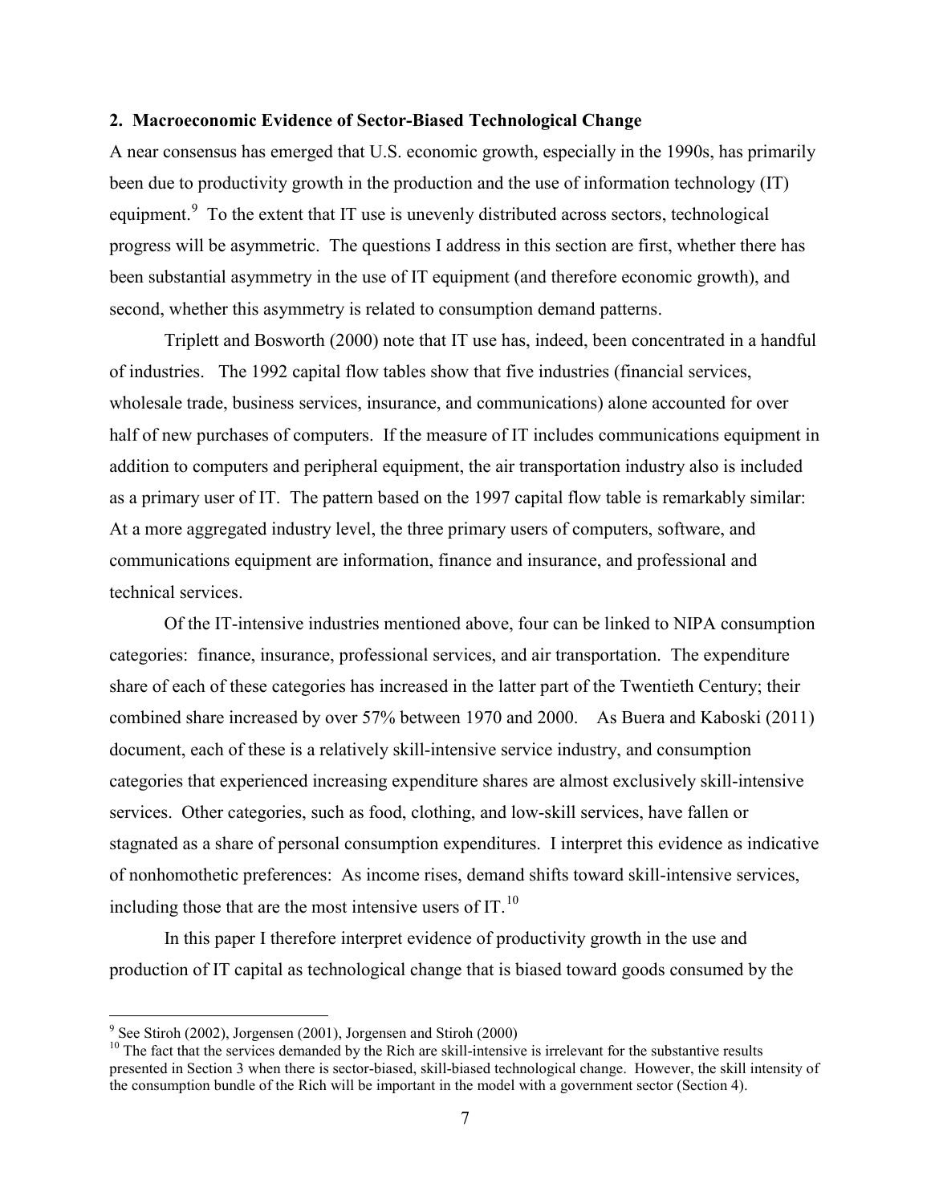## 2. Macroeconomic Evidence of Sector-Biased Technological Change

A near consensus has emerged that U.S. economic growth, especially in the 1990s, has primarily been due to productivity growth in the production and the use of information technology (IT) equipment.[9] To the extent that IT use is unevenly distributed across sectors, technological progress will be asymmetric. The questions I address in this section are first, whether there has been substantial asymmetry in the use of IT equipment (and therefore economic growth), and second, whether this asymmetry is related to consumption demand patterns.

Triplett and Bosworth (2000) note that IT use has, indeed, been concentrated in a handful of industries. The 1992 capital flow tables show that five industries (financial services, wholesale trade, business services, insurance, and communications) alone accounted for over half of new purchases of computers. If the measure of IT includes communications equipment in addition to computers and peripheral equipment, the air transportation industry also is included as a primary user of IT. The pattern based on the 1997 capital flow table is remarkably similar: At a more aggregated industry level, the three primary users of computers, software, and communications equipment are information, finance and insurance, and professional and technical services.

Of the IT-intensive industries mentioned above, four can be linked to NIPA consumption categories: finance, insurance, professional services, and air transportation. The expenditure share of each of these categories has increased in the latter part of the Twentieth Century; their combined share increased by over 57% between 1970 and 2000. As Buera and Kaboski (2011) document, each of these is a relatively skill-intensive service industry, and consumption categories that experienced increasing expenditure shares are almost exclusively skill-intensive services. Other categories, such as food, clothing, and low-skill services, have fallen or stagnated as a share of personal consumption expenditures. I interpret this evidence as indicative of nonhomothetic preferences: As income rises, demand shifts toward skill-intensive services, including those that are the most intensive users of IT.[10]

In this paper I therefore interpret evidence of productivity growth in the use and production of IT capital as technological change that is biased toward goods consumed by the

[9] See Stiroh (2002), Jorgensen (2001), Jorgensen and Stiroh (2000)

[10] The fact that the services demanded by the Rich are skill-intensive is irrelevant for the substantive results presented in Section 3 when there is sector-biased, skill-biased technological change. However, the skill intensity of the consumption bundle of the Rich will be important in the model with a government sector (Section 4).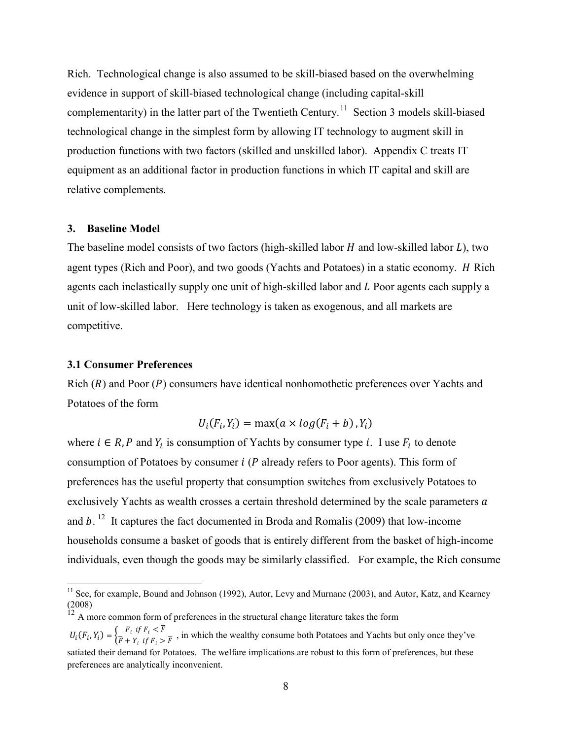Rich. Technological change is also assumed to be skill-biased based on the overwhelming evidence in support of skill-biased technological change (including capital-skill complementarity) in the latter part of the Twentieth Century.[11] Section 3 models skill-biased technological change in the simplest form by allowing IT technology to augment skill in production functions with two factors (skilled and unskilled labor). Appendix C treats IT equipment as an additional factor in production functions in which IT capital and skill are relative complements.

## 3. Baseline Model

The baseline model consists of two factors (high-skilled labor $H$ and low-skilled labor $L$), two agent types (Rich and Poor), and two goods (Yachts and Potatoes) in a static economy. $H$ Rich agents each inelastically supply one unit of high-skilled labor and $L$ Poor agents each supply a unit of low-skilled labor. Here technology is taken as exogenous, and all markets are competitive.

### 3.1 Consumer Preferences

Rich ($R$) and Poor ($P$) consumers have identical nonhomothetic preferences over Yachts and Potatoes of the form

$$U_i(F_i, Y_i) = \max(a \times log(F_i + b), Y_i)$$

where $i \in R, P$ and $Y_i$ is consumption of Yachts by consumer type $i$. I use $F_i$ to denote consumption of Potatoes by consumer $i$ ($P$ already refers to Poor agents). This form of preferences has the useful property that consumption switches from exclusively Potatoes to exclusively Yachts as wealth crosses a certain threshold determined by the scale parameters $a$ and $b$.[12] It captures the fact documented in Broda and Romalis (2009) that low-income households consume a basket of goods that is entirely different from the basket of high-income individuals, even though the goods may be similarly classified. For example, the Rich consume

---

[11] See, for example, Bound and Johnson (1992), Autor, Levy and Murnane (2003), and Autor, Katz, and Kearney (2008)

[12] A more common form of preferences in the structural change literature takes the form $U_i(F_i, Y_i) = \begin{cases} F_i & if\ F_i < \bar{F} \\ \bar{F} + Y_i & if\ F_i > \bar{F} \end{cases}$, in which the wealthy consume both Potatoes and Yachts but only once they've satiated their demand for Potatoes. The welfare implications are robust to this form of preferences, but these preferences are analytically inconvenient.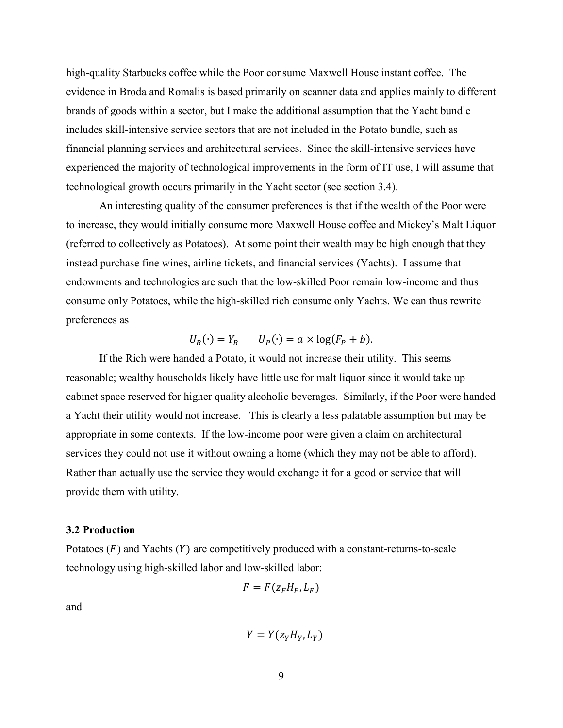high-quality Starbucks coffee while the Poor consume Maxwell House instant coffee. The evidence in Broda and Romalis is based primarily on scanner data and applies mainly to different brands of goods within a sector, but I make the additional assumption that the Yacht bundle includes skill-intensive service sectors that are not included in the Potato bundle, such as financial planning services and architectural services. Since the skill-intensive services have experienced the majority of technological improvements in the form of IT use, I will assume that technological growth occurs primarily in the Yacht sector (see section 3.4).

An interesting quality of the consumer preferences is that if the wealth of the Poor were to increase, they would initially consume more Maxwell House coffee and Mickey's Malt Liquor (referred to collectively as Potatoes). At some point their wealth may be high enough that they instead purchase fine wines, airline tickets, and financial services (Yachts). I assume that endowments and technologies are such that the low-skilled Poor remain low-income and thus consume only Potatoes, while the high-skilled rich consume only Yachts. We can thus rewrite preferences as

$$U_R(\cdot) = Y_R \qquad U_P(\cdot) = a \times \log(F_P + b).$$

If the Rich were handed a Potato, it would not increase their utility. This seems reasonable; wealthy households likely have little use for malt liquor since it would take up cabinet space reserved for higher quality alcoholic beverages. Similarly, if the Poor were handed a Yacht their utility would not increase. This is clearly a less palatable assumption but may be appropriate in some contexts. If the low-income poor were given a claim on architectural services they could not use it without owning a home (which they may not be able to afford). Rather than actually use the service they would exchange it for a good or service that will provide them with utility.

### 3.2 Production

Potatoes ($F$) and Yachts ($Y$) are competitively produced with a constant-returns-to-scale technology using high-skilled labor and low-skilled labor:

$$F = F(z_F H_F, L_F)$$

and

$$Y = Y(z_Y H_Y, L_Y)$$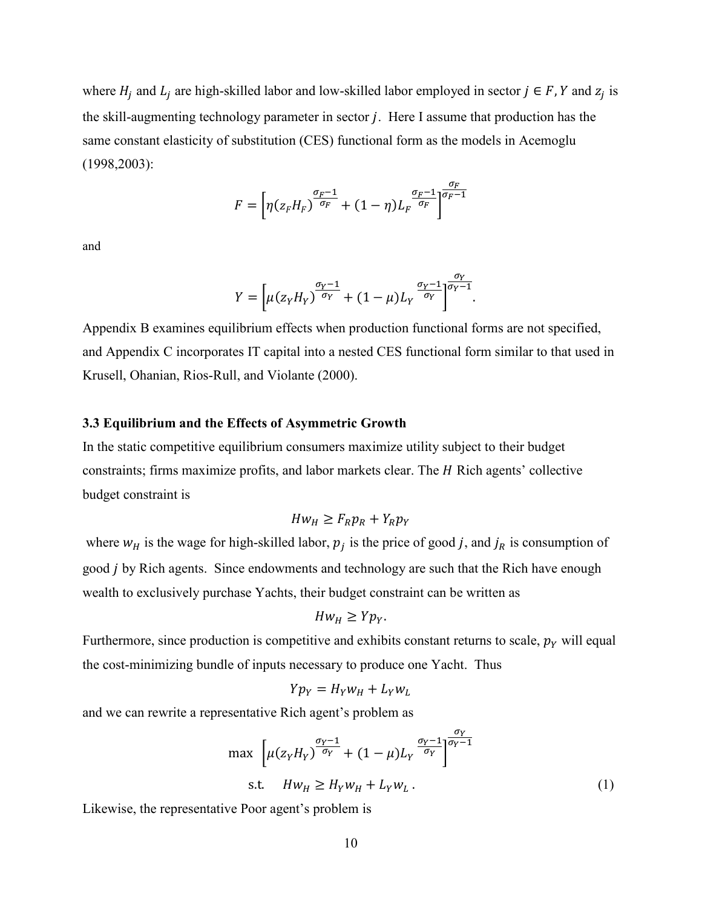where $H_j$ and $L_j$ are high-skilled labor and low-skilled labor employed in sector $j \in F, Y$ and $z_j$ is the skill-augmenting technology parameter in sector $j$. Here I assume that production has the same constant elasticity of substitution (CES) functional form as the models in Acemoglu (1998,2003):

$$F = \left[\eta (z_F H_F)^{\frac{\sigma_F - 1}{\sigma_F}} + (1-\eta) L_F^{\frac{\sigma_F - 1}{\sigma_F}}\right]^{\frac{\sigma_F}{\sigma_F - 1}}$$

and

$$Y = \left[\mu (z_Y H_Y)^{\frac{\sigma_Y - 1}{\sigma_Y}} + (1-\mu) L_Y^{\frac{\sigma_Y - 1}{\sigma_Y}}\right]^{\frac{\sigma_Y}{\sigma_Y - 1}}.$$

Appendix B examines equilibrium effects when production functional forms are not specified, and Appendix C incorporates IT capital into a nested CES functional form similar to that used in Krusell, Ohanian, Rios-Rull, and Violante (2000).

### 3.3 Equilibrium and the Effects of Asymmetric Growth

In the static competitive equilibrium consumers maximize utility subject to their budget constraints; firms maximize profits, and labor markets clear. The $H$ Rich agents' collective budget constraint is

$$H w_H \geq F_R p_R + Y_R p_Y$$

where $w_H$ is the wage for high-skilled labor, $p_j$ is the price of good $j$, and $j_R$ is consumption of good $j$ by Rich agents. Since endowments and technology are such that the Rich have enough wealth to exclusively purchase Yachts, their budget constraint can be written as

$$H w_H \geq Y p_Y.$$

Furthermore, since production is competitive and exhibits constant returns to scale, $p_Y$ will equal the cost-minimizing bundle of inputs necessary to produce one Yacht. Thus

$$Y p_Y = H_Y w_H + L_Y w_L$$

and we can rewrite a representative Rich agent's problem as

$$\max \ \left[\mu (z_Y H_Y)^{\frac{\sigma_Y - 1}{\sigma_Y}} + (1-\mu) L_Y^{\frac{\sigma_Y - 1}{\sigma_Y}}\right]^{\frac{\sigma_Y}{\sigma_Y - 1}}$$

$$\text{s.t.} \quad H w_H \geq H_Y w_H + L_Y w_L \,. \tag{1}$$

Likewise, the representative Poor agent's problem is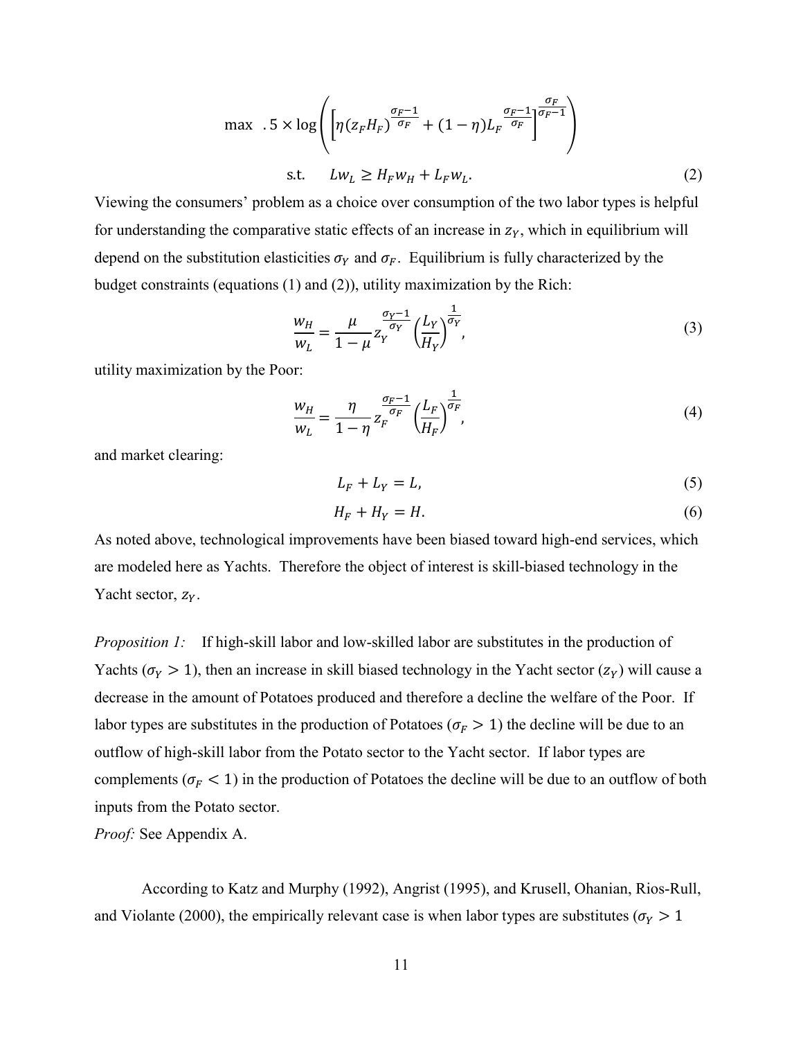$$\max \quad .5 \times \log\left(\left[\eta(z_F H_F)^{\frac{\sigma_F-1}{\sigma_F}} + (1-\eta)L_F^{\frac{\sigma_F-1}{\sigma_F}}\right]^{\frac{\sigma_F}{\sigma_F-1}}\right)$$

$$\text{s.t.} \quad Lw_L \geq H_F w_H + L_F w_L. \tag{2}$$

Viewing the consumers' problem as a choice over consumption of the two labor types is helpful for understanding the comparative static effects of an increase in $z_Y$, which in equilibrium will depend on the substitution elasticities $\sigma_Y$ and $\sigma_F$. Equilibrium is fully characterized by the budget constraints (equations (1) and (2)), utility maximization by the Rich:

$$\frac{w_H}{w_L} = \frac{\mu}{1-\mu} z_Y^{\frac{\sigma_Y-1}{\sigma_Y}} \left(\frac{L_Y}{H_Y}\right)^{\frac{1}{\sigma_Y}}, \tag{3}$$

utility maximization by the Poor:

$$\frac{w_H}{w_L} = \frac{\eta}{1-\eta} z_F^{\frac{\sigma_F-1}{\sigma_F}} \left(\frac{L_F}{H_F}\right)^{\frac{1}{\sigma_F}}, \tag{4}$$

and market clearing:

$$L_F + L_Y = L, \tag{5}$$

$$H_F + H_Y = H. \tag{6}$$

As noted above, technological improvements have been biased toward high-end services, which are modeled here as Yachts. Therefore the object of interest is skill-biased technology in the Yacht sector, $z_Y$.

*Proposition 1:* If high-skill labor and low-skilled labor are substitutes in the production of Yachts ($\sigma_Y > 1$), then an increase in skill biased technology in the Yacht sector ($z_Y$) will cause a decrease in the amount of Potatoes produced and therefore a decline the welfare of the Poor. If labor types are substitutes in the production of Potatoes ($\sigma_F > 1$) the decline will be due to an outflow of high-skill labor from the Potato sector to the Yacht sector. If labor types are complements ($\sigma_F < 1$) in the production of Potatoes the decline will be due to an outflow of both inputs from the Potato sector.

*Proof:* See Appendix A.

According to Katz and Murphy (1992), Angrist (1995), and Krusell, Ohanian, Rios-Rull, and Violante (2000), the empirically relevant case is when labor types are substitutes ($\sigma_Y > 1$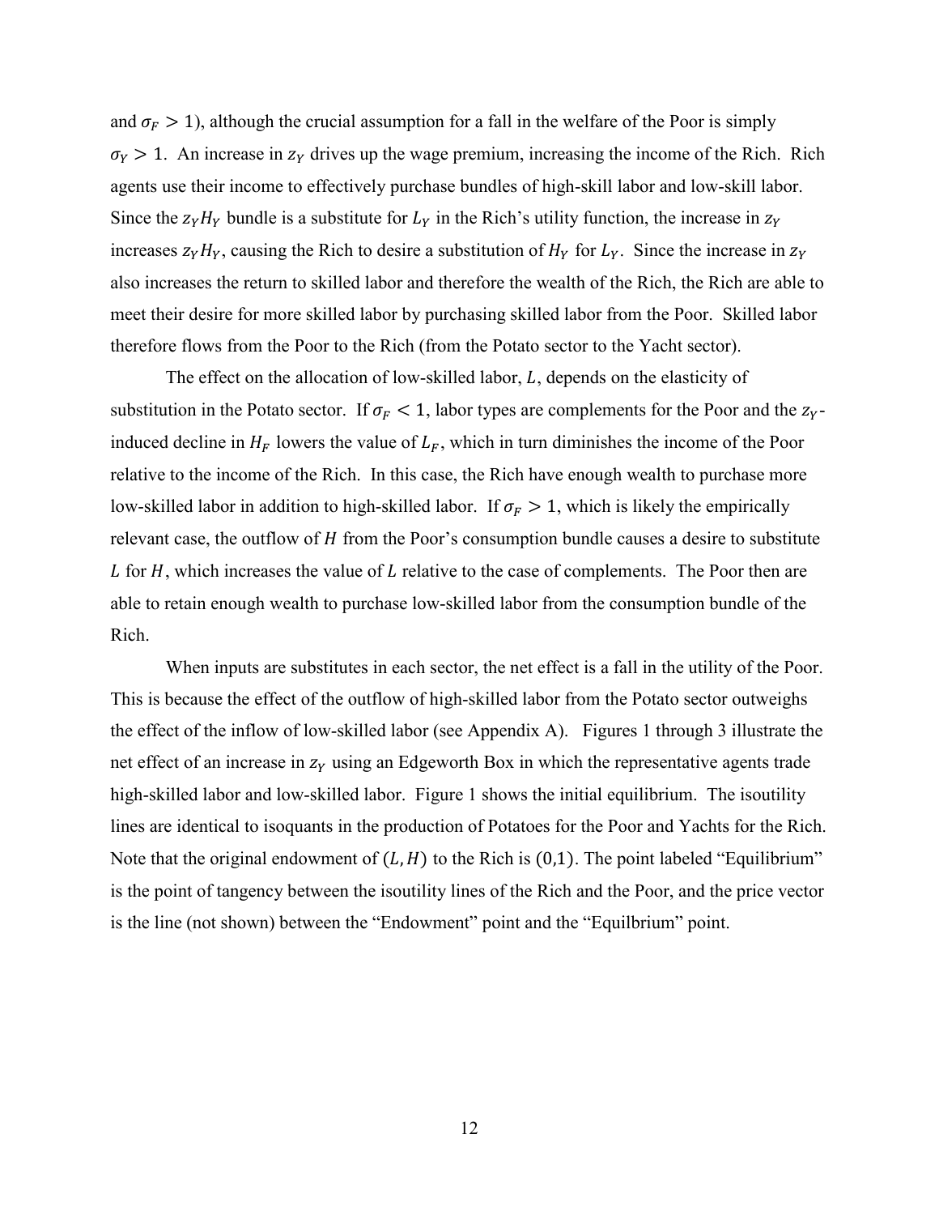and $\sigma_F > 1$), although the crucial assumption for a fall in the welfare of the Poor is simply $\sigma_Y > 1$. An increase in $z_Y$ drives up the wage premium, increasing the income of the Rich. Rich agents use their income to effectively purchase bundles of high-skill labor and low-skill labor. Since the $z_Y H_Y$ bundle is a substitute for $L_Y$ in the Rich's utility function, the increase in $z_Y$ increases $z_Y H_Y$, causing the Rich to desire a substitution of $H_Y$ for $L_Y$. Since the increase in $z_Y$ also increases the return to skilled labor and therefore the wealth of the Rich, the Rich are able to meet their desire for more skilled labor by purchasing skilled labor from the Poor. Skilled labor therefore flows from the Poor to the Rich (from the Potato sector to the Yacht sector).

The effect on the allocation of low-skilled labor, $L$, depends on the elasticity of substitution in the Potato sector. If $\sigma_F < 1$, labor types are complements for the Poor and the $z_Y$-induced decline in $H_F$ lowers the value of $L_F$, which in turn diminishes the income of the Poor relative to the income of the Rich. In this case, the Rich have enough wealth to purchase more low-skilled labor in addition to high-skilled labor. If $\sigma_F > 1$, which is likely the empirically relevant case, the outflow of $H$ from the Poor's consumption bundle causes a desire to substitute $L$ for $H$, which increases the value of $L$ relative to the case of complements. The Poor then are able to retain enough wealth to purchase low-skilled labor from the consumption bundle of the Rich.

When inputs are substitutes in each sector, the net effect is a fall in the utility of the Poor. This is because the effect of the outflow of high-skilled labor from the Potato sector outweighs the effect of the inflow of low-skilled labor (see Appendix A). Figures 1 through 3 illustrate the net effect of an increase in $z_Y$ using an Edgeworth Box in which the representative agents trade high-skilled labor and low-skilled labor. Figure 1 shows the initial equilibrium. The isoutility lines are identical to isoquants in the production of Potatoes for the Poor and Yachts for the Rich. Note that the original endowment of $(L, H)$ to the Rich is $(0,1)$. The point labeled "Equilibrium" is the point of tangency between the isoutility lines of the Rich and the Poor, and the price vector is the line (not shown) between the "Endowment" point and the "Equilbrium" point.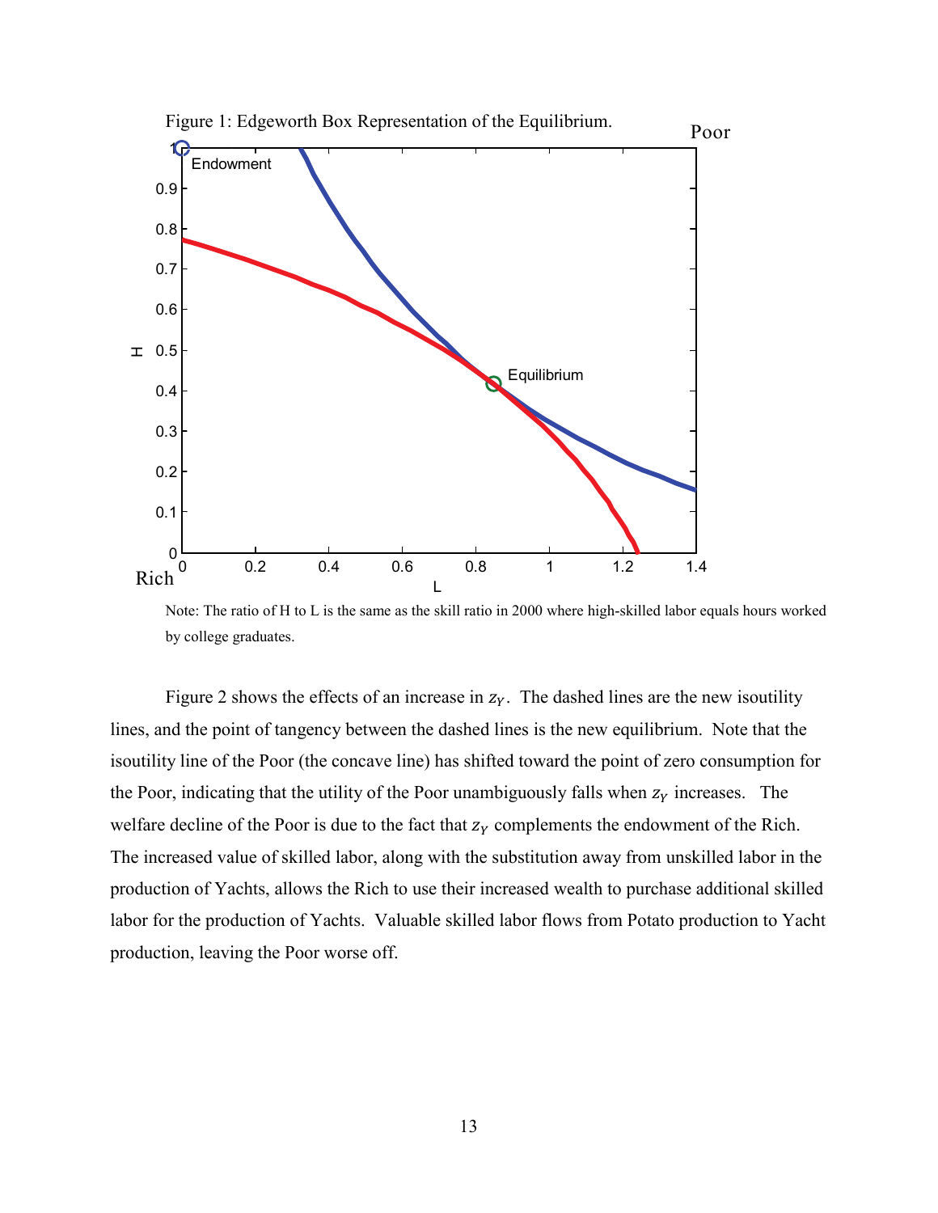Figure 1: Edgeworth Box Representation of the Equilibrium.

Note: The ratio of H to L is the same as the skill ratio in 2000 where high-skilled labor equals hours worked by college graduates.

Figure 2 shows the effects of an increase in $z_Y$. The dashed lines are the new isoutility lines, and the point of tangency between the dashed lines is the new equilibrium. Note that the isoutility line of the Poor (the concave line) has shifted toward the point of zero consumption for the Poor, indicating that the utility of the Poor unambiguously falls when $z_Y$ increases. The welfare decline of the Poor is due to the fact that $z_Y$ complements the endowment of the Rich. The increased value of skilled labor, along with the substitution away from unskilled labor in the production of Yachts, allows the Rich to use their increased wealth to purchase additional skilled labor for the production of Yachts. Valuable skilled labor flows from Potato production to Yacht production, leaving the Poor worse off.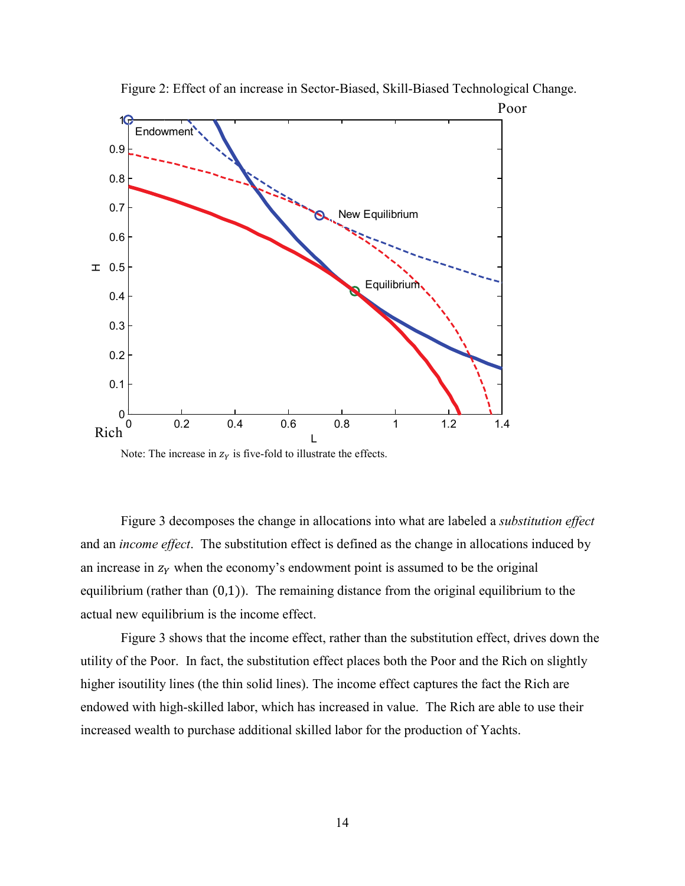Figure 2: Effect of an increase in Sector-Biased, Skill-Biased Technological Change.

Note: The increase in $z_Y$ is five-fold to illustrate the effects.

Figure 3 decomposes the change in allocations into what are labeled a *substitution effect* and an *income effect*. The substitution effect is defined as the change in allocations induced by an increase in $z_Y$ when the economy's endowment point is assumed to be the original equilibrium (rather than $(0,1)$). The remaining distance from the original equilibrium to the actual new equilibrium is the income effect.

Figure 3 shows that the income effect, rather than the substitution effect, drives down the utility of the Poor. In fact, the substitution effect places both the Poor and the Rich on slightly higher isoutility lines (the thin solid lines). The income effect captures the fact the Rich are endowed with high-skilled labor, which has increased in value. The Rich are able to use their increased wealth to purchase additional skilled labor for the production of Yachts.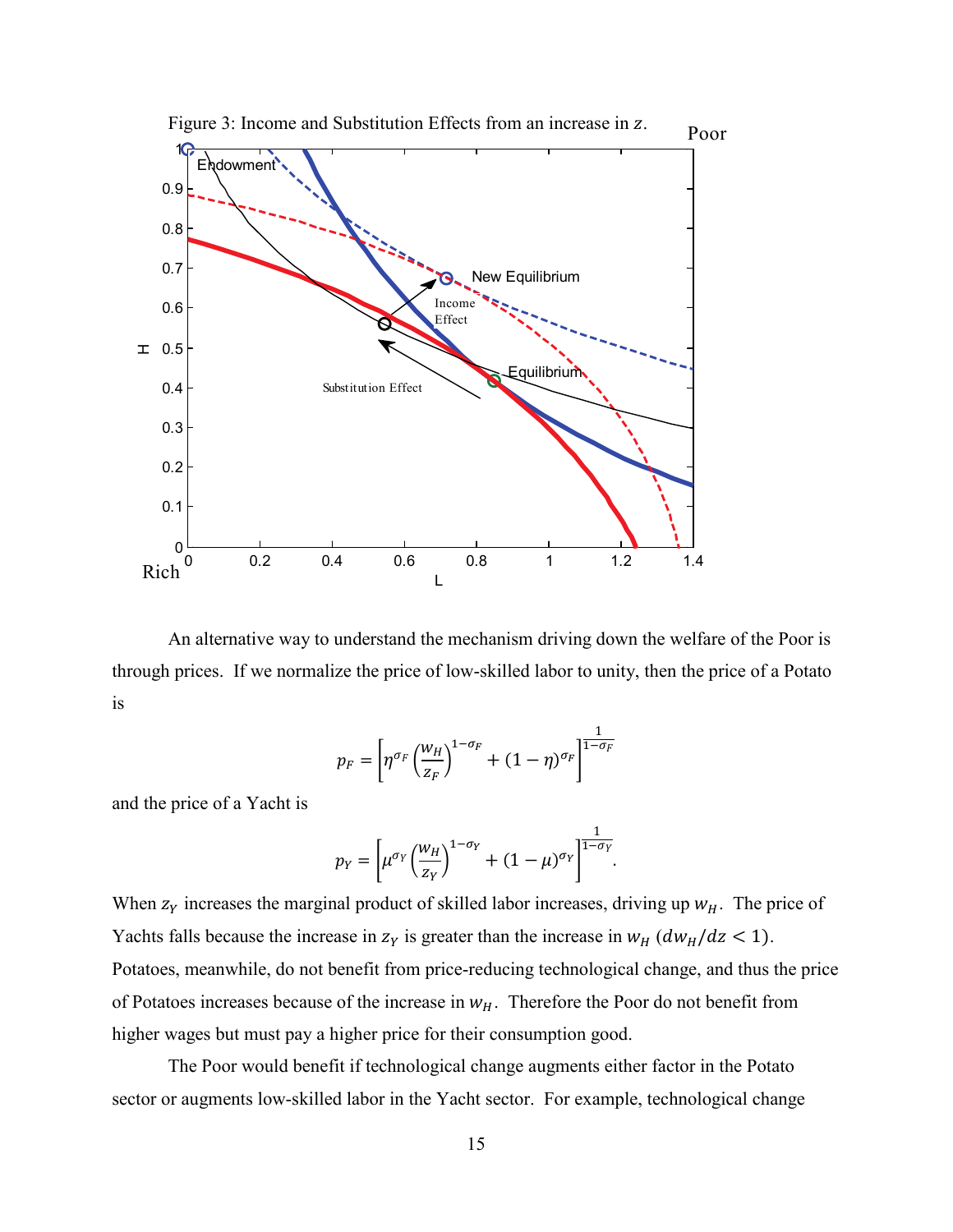Figure 3: Income and Substitution Effects from an increase in $z$.

An alternative way to understand the mechanism driving down the welfare of the Poor is through prices. If we normalize the price of low-skilled labor to unity, then the price of a Potato is

$$p_F = \left[\eta^{\sigma_F}\left(\frac{w_H}{z_F}\right)^{1-\sigma_F} + (1-\eta)^{\sigma_F}\right]^{\frac{1}{1-\sigma_F}}$$

and the price of a Yacht is

$$p_Y = \left[\mu^{\sigma_Y}\left(\frac{w_H}{z_Y}\right)^{1-\sigma_Y} + (1-\mu)^{\sigma_Y}\right]^{\frac{1}{1-\sigma_Y}}.$$

When $z_Y$ increases the marginal product of skilled labor increases, driving up $w_H$. The price of Yachts falls because the increase in $z_Y$ is greater than the increase in $w_H$ ($dw_H/dz < 1$). Potatoes, meanwhile, do not benefit from price-reducing technological change, and thus the price of Potatoes increases because of the increase in $w_H$. Therefore the Poor do not benefit from higher wages but must pay a higher price for their consumption good.

The Poor would benefit if technological change augments either factor in the Potato sector or augments low-skilled labor in the Yacht sector. For example, technological change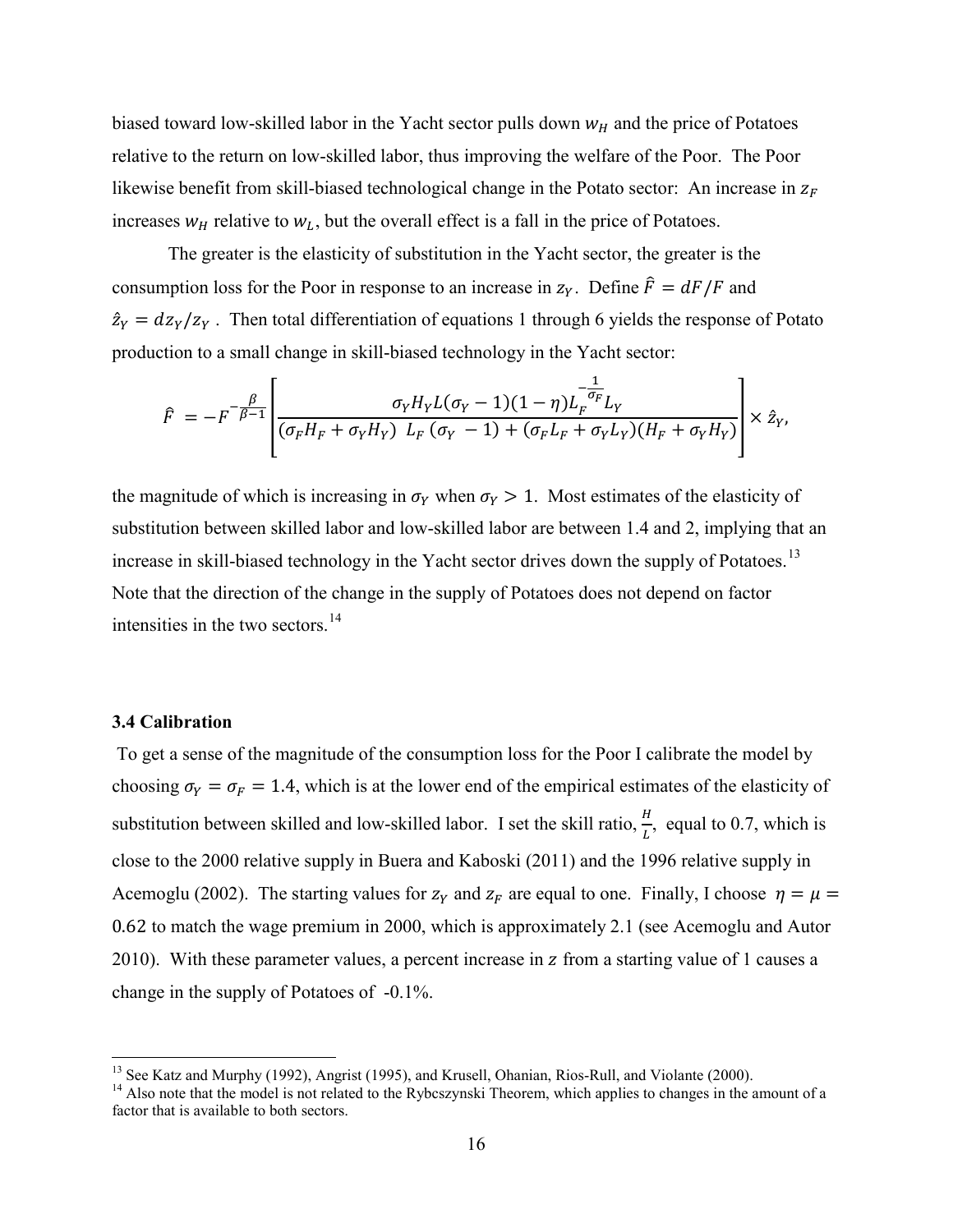biased toward low-skilled labor in the Yacht sector pulls down $w_H$ and the price of Potatoes relative to the return on low-skilled labor, thus improving the welfare of the Poor. The Poor likewise benefit from skill-biased technological change in the Potato sector: An increase in $z_F$ increases $w_H$ relative to $w_L$, but the overall effect is a fall in the price of Potatoes.

The greater is the elasticity of substitution in the Yacht sector, the greater is the consumption loss for the Poor in response to an increase in $z_Y$. Define $\hat{F} = dF/F$ and $\hat{z}_Y = dz_Y/z_Y$ . Then total differentiation of equations 1 through 6 yields the response of Potato production to a small change in skill-biased technology in the Yacht sector:

$$\hat{F} = -F^{-\frac{\beta}{\beta-1}} \left[ \frac{\sigma_Y H_Y L(\sigma_Y - 1)(1-\eta) L_F^{-\frac{1}{\sigma_F}} L_Y}{(\sigma_F H_F + \sigma_Y H_Y)\ L_F\,(\sigma_Y - 1) + (\sigma_F L_F + \sigma_Y L_Y)(H_F + \sigma_Y H_Y)} \right] \times \hat{z}_Y,$$

the magnitude of which is increasing in $\sigma_Y$ when $\sigma_Y > 1$. Most estimates of the elasticity of substitution between skilled labor and low-skilled labor are between 1.4 and 2, implying that an increase in skill-biased technology in the Yacht sector drives down the supply of Potatoes.[13] Note that the direction of the change in the supply of Potatoes does not depend on factor intensities in the two sectors.[14]

### 3.4 Calibration

To get a sense of the magnitude of the consumption loss for the Poor I calibrate the model by choosing $\sigma_Y = \sigma_F = 1.4$, which is at the lower end of the empirical estimates of the elasticity of substitution between skilled and low-skilled labor. I set the skill ratio, $\frac{H}{L}$, equal to 0.7, which is close to the 2000 relative supply in Buera and Kaboski (2011) and the 1996 relative supply in Acemoglu (2002). The starting values for $z_Y$ and $z_F$ are equal to one. Finally, I choose $\eta = \mu = 0.62$ to match the wage premium in 2000, which is approximately 2.1 (see Acemoglu and Autor 2010). With these parameter values, a percent increase in $z$ from a starting value of 1 causes a change in the supply of Potatoes of -0.1%.

[13] See Katz and Murphy (1992), Angrist (1995), and Krusell, Ohanian, Rios-Rull, and Violante (2000).

[14] Also note that the model is not related to the Rybcszynski Theorem, which applies to changes in the amount of a factor that is available to both sectors.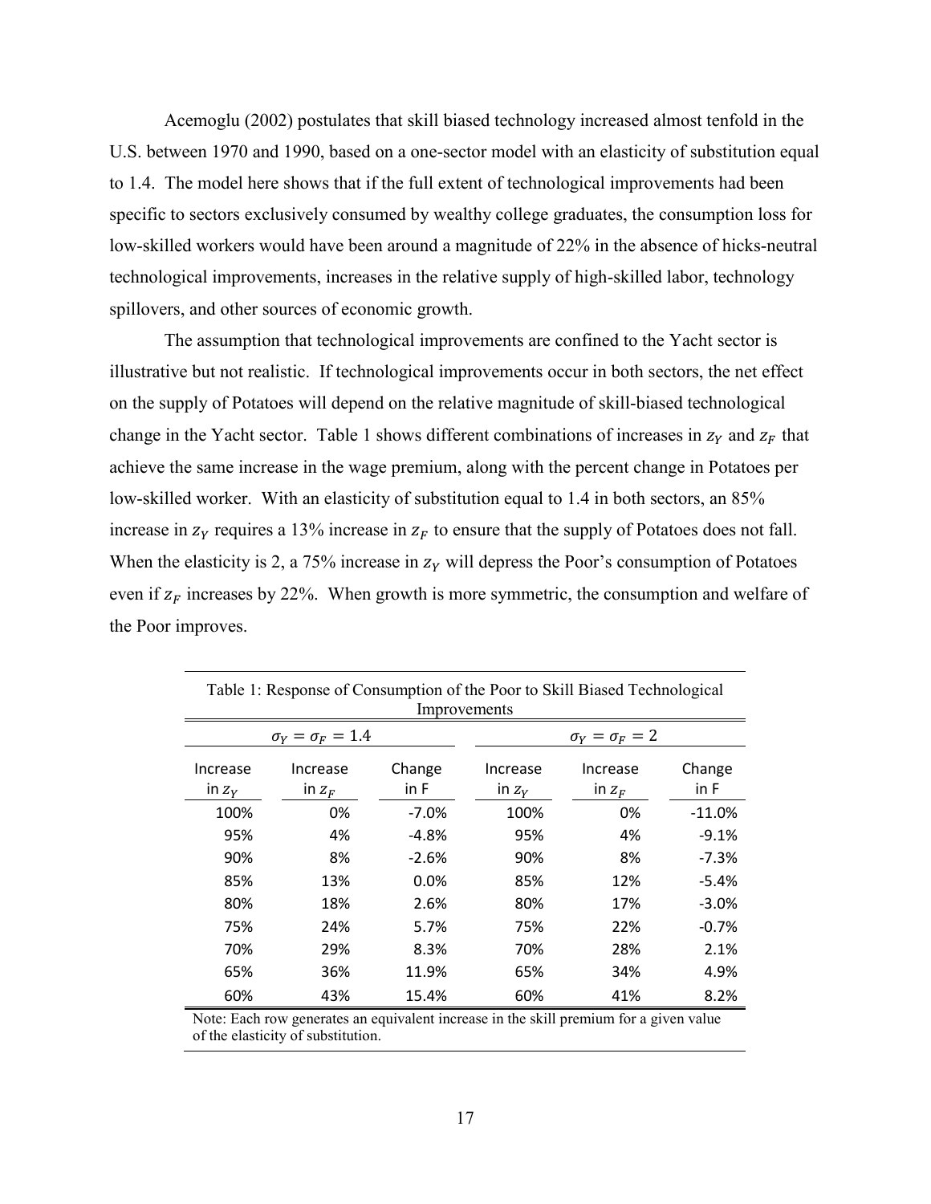Acemoglu (2002) postulates that skill biased technology increased almost tenfold in the U.S. between 1970 and 1990, based on a one-sector model with an elasticity of substitution equal to 1.4. The model here shows that if the full extent of technological improvements had been specific to sectors exclusively consumed by wealthy college graduates, the consumption loss for low-skilled workers would have been around a magnitude of 22% in the absence of hicks-neutral technological improvements, increases in the relative supply of high-skilled labor, technology spillovers, and other sources of economic growth.

The assumption that technological improvements are confined to the Yacht sector is illustrative but not realistic. If technological improvements occur in both sectors, the net effect on the supply of Potatoes will depend on the relative magnitude of skill-biased technological change in the Yacht sector. Table 1 shows different combinations of increases in $z_Y$ and $z_F$ that achieve the same increase in the wage premium, along with the percent change in Potatoes per low-skilled worker. With an elasticity of substitution equal to 1.4 in both sectors, an 85% increase in $z_Y$ requires a 13% increase in $z_F$ to ensure that the supply of Potatoes does not fall. When the elasticity is 2, a 75% increase in $z_Y$ will depress the Poor's consumption of Potatoes even if $z_F$ increases by 22%. When growth is more symmetric, the consumption and welfare of the Poor improves.

Table 1: Response of Consumption of the Poor to Skill Biased Technological Improvements

| $\sigma_Y = \sigma_F = 1.4$ | | | $\sigma_Y = \sigma_F = 2$ | | |
|---|---|---|---|---|---|
| Increase in $z_Y$ | Increase in $z_F$ | Change in F | Increase in $z_Y$ | Increase in $z_F$ | Change in F |
| 100% | 0% | -7.0% | 100% | 0% | -11.0% |
| 95% | 4% | -4.8% | 95% | 4% | -9.1% |
| 90% | 8% | -2.6% | 90% | 8% | -7.3% |
| 85% | 13% | 0.0% | 85% | 12% | -5.4% |
| 80% | 18% | 2.6% | 80% | 17% | -3.0% |
| 75% | 24% | 5.7% | 75% | 22% | -0.7% |
| 70% | 29% | 8.3% | 70% | 28% | 2.1% |
| 65% | 36% | 11.9% | 65% | 34% | 4.9% |
| 60% | 43% | 15.4% | 60% | 41% | 8.2% |

Note: Each row generates an equivalent increase in the skill premium for a given value of the elasticity of substitution.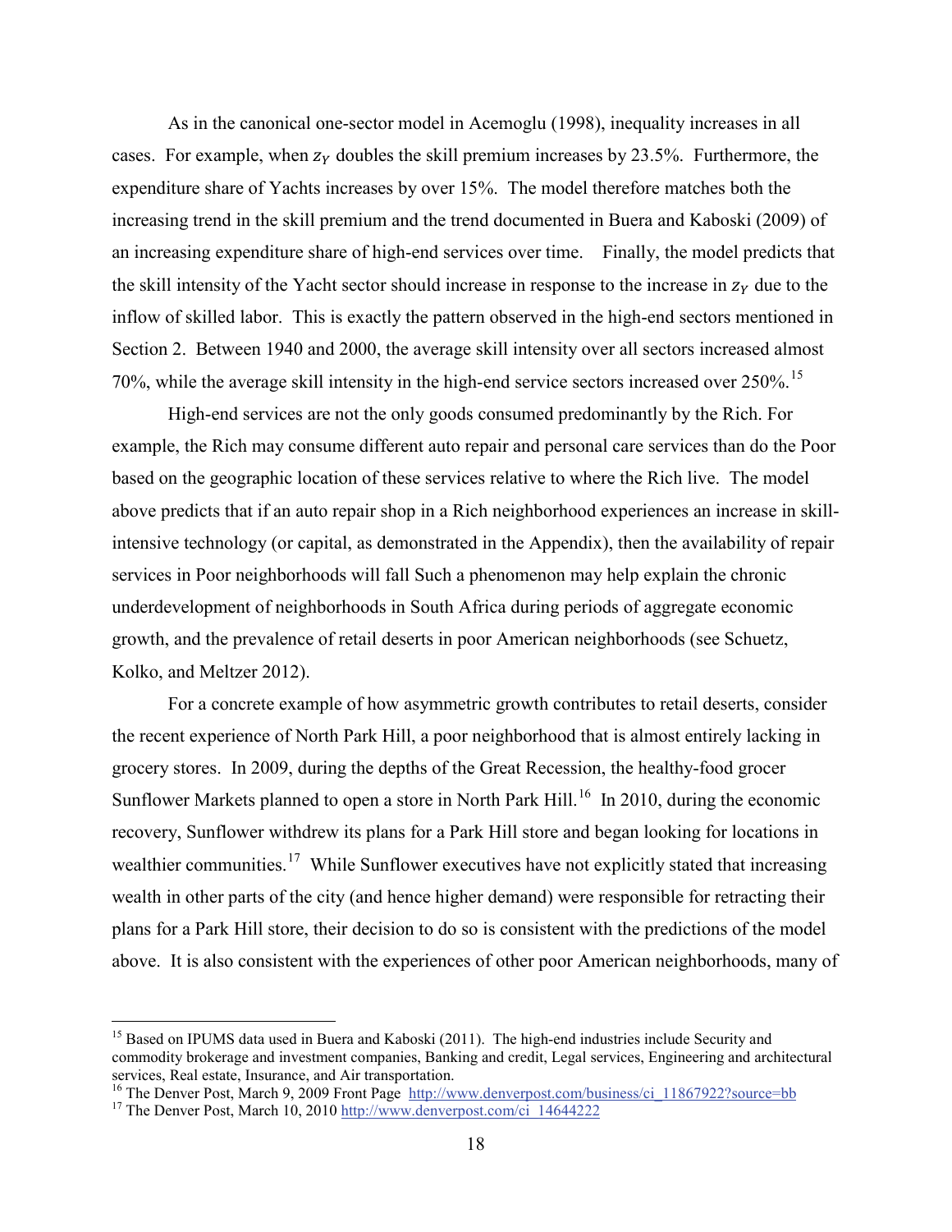As in the canonical one-sector model in Acemoglu (1998), inequality increases in all cases. For example, when $z_Y$ doubles the skill premium increases by 23.5%. Furthermore, the expenditure share of Yachts increases by over 15%. The model therefore matches both the increasing trend in the skill premium and the trend documented in Buera and Kaboski (2009) of an increasing expenditure share of high-end services over time. Finally, the model predicts that the skill intensity of the Yacht sector should increase in response to the increase in $z_Y$ due to the inflow of skilled labor. This is exactly the pattern observed in the high-end sectors mentioned in Section 2. Between 1940 and 2000, the average skill intensity over all sectors increased almost 70%, while the average skill intensity in the high-end service sectors increased over 250%.[15]

High-end services are not the only goods consumed predominantly by the Rich. For example, the Rich may consume different auto repair and personal care services than do the Poor based on the geographic location of these services relative to where the Rich live. The model above predicts that if an auto repair shop in a Rich neighborhood experiences an increase in skill-intensive technology (or capital, as demonstrated in the Appendix), then the availability of repair services in Poor neighborhoods will fall Such a phenomenon may help explain the chronic underdevelopment of neighborhoods in South Africa during periods of aggregate economic growth, and the prevalence of retail deserts in poor American neighborhoods (see Schuetz, Kolko, and Meltzer 2012).

For a concrete example of how asymmetric growth contributes to retail deserts, consider the recent experience of North Park Hill, a poor neighborhood that is almost entirely lacking in grocery stores. In 2009, during the depths of the Great Recession, the healthy-food grocer Sunflower Markets planned to open a store in North Park Hill.[16] In 2010, during the economic recovery, Sunflower withdrew its plans for a Park Hill store and began looking for locations in wealthier communities.[17] While Sunflower executives have not explicitly stated that increasing wealth in other parts of the city (and hence higher demand) were responsible for retracting their plans for a Park Hill store, their decision to do so is consistent with the predictions of the model above. It is also consistent with the experiences of other poor American neighborhoods, many of

---

[15] Based on IPUMS data used in Buera and Kaboski (2011). The high-end industries include Security and commodity brokerage and investment companies, Banking and credit, Legal services, Engineering and architectural services, Real estate, Insurance, and Air transportation.

[16] The Denver Post, March 9, 2009 Front Page http://www.denverpost.com/business/ci_11867922?source=bb

[17] The Denver Post, March 10, 2010 http://www.denverpost.com/ci_14644222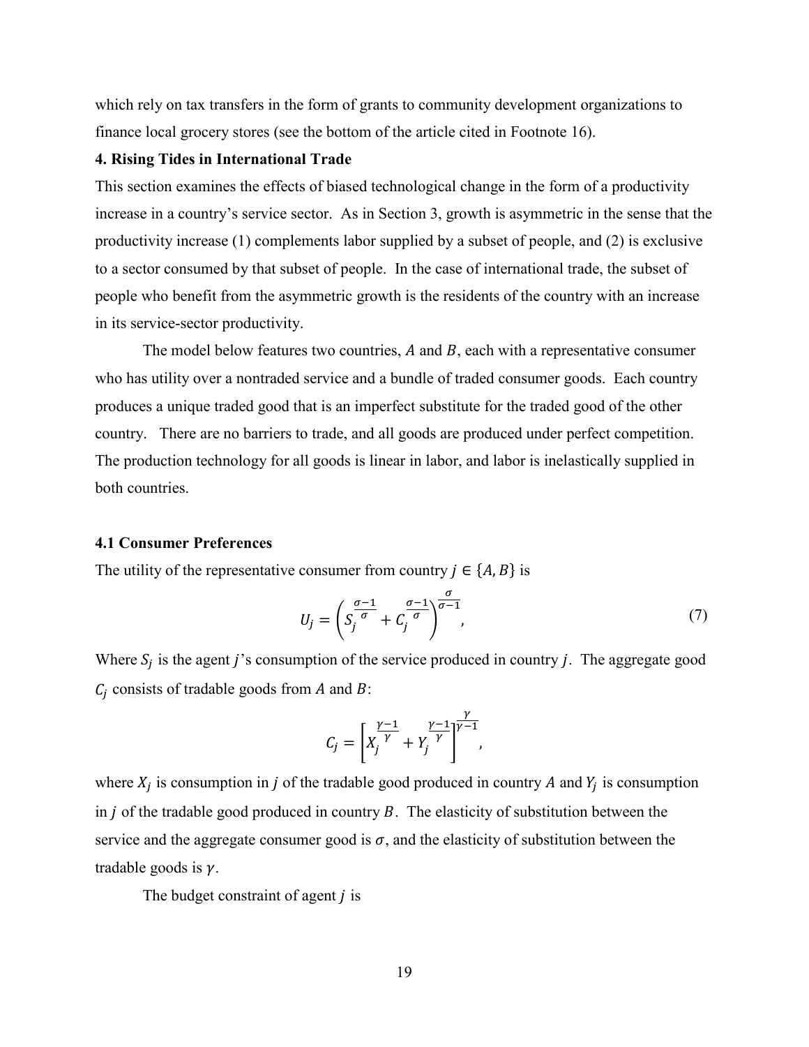which rely on tax transfers in the form of grants to community development organizations to finance local grocery stores (see the bottom of the article cited in Footnote 16).

## 4. Rising Tides in International Trade

This section examines the effects of biased technological change in the form of a productivity increase in a country's service sector. As in Section 3, growth is asymmetric in the sense that the productivity increase (1) complements labor supplied by a subset of people, and (2) is exclusive to a sector consumed by that subset of people. In the case of international trade, the subset of people who benefit from the asymmetric growth is the residents of the country with an increase in its service-sector productivity.

The model below features two countries, $A$ and $B$, each with a representative consumer who has utility over a nontraded service and a bundle of traded consumer goods. Each country produces a unique traded good that is an imperfect substitute for the traded good of the other country. There are no barriers to trade, and all goods are produced under perfect competition. The production technology for all goods is linear in labor, and labor is inelastically supplied in both countries.

### 4.1 Consumer Preferences

The utility of the representative consumer from country $j \in \{A, B\}$ is

$$U_j = \left( S_j^{\frac{\sigma-1}{\sigma}} + C_j^{\frac{\sigma-1}{\sigma}} \right)^{\frac{\sigma}{\sigma-1}}, \tag{7}$$

Where $S_j$ is the agent $j$'s consumption of the service produced in country $j$. The aggregate good $C_j$ consists of tradable goods from $A$ and $B$:

$$C_j = \left[ X_j^{\frac{\gamma-1}{\gamma}} + Y_j^{\frac{\gamma-1}{\gamma}} \right]^{\frac{\gamma}{\gamma-1}},$$

where $X_j$ is consumption in $j$ of the tradable good produced in country $A$ and $Y_j$ is consumption in $j$ of the tradable good produced in country $B$. The elasticity of substitution between the service and the aggregate consumer good is $\sigma$, and the elasticity of substitution between the tradable goods is $\gamma$.

The budget constraint of agent $j$ is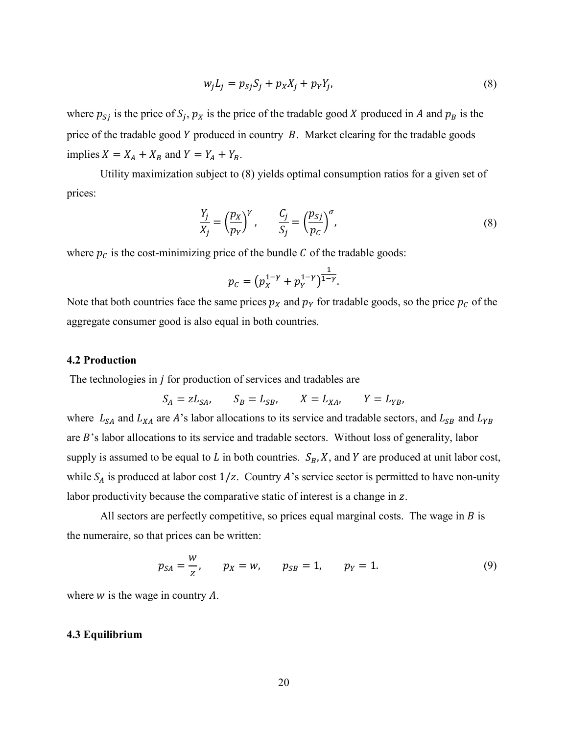$$w_j L_j = p_{Sj} S_j + p_X X_j + p_Y Y_j, \tag{8}$$

where $p_{Sj}$ is the price of $S_j$, $p_X$ is the price of the tradable good $X$ produced in $A$ and $p_B$ is the price of the tradable good $Y$ produced in country $B$. Market clearing for the tradable goods implies $X = X_A + X_B$ and $Y = Y_A + Y_B$.

Utility maximization subject to (8) yields optimal consumption ratios for a given set of prices:

$$\frac{Y_j}{X_j} = \left(\frac{p_X}{p_Y}\right)^{\gamma}, \qquad \frac{C_j}{S_j} = \left(\frac{p_{Sj}}{p_C}\right)^{\sigma}, \tag{8}$$

where $p_C$ is the cost-minimizing price of the bundle $C$ of the tradable goods:

$$p_C = \left(p_X^{1-\gamma} + p_Y^{1-\gamma}\right)^{\frac{1}{1-\gamma}}.$$

Note that both countries face the same prices $p_X$ and $p_Y$ for tradable goods, so the price $p_C$ of the aggregate consumer good is also equal in both countries.

### 4.2 Production

The technologies in $j$ for production of services and tradables are

$$S_A = zL_{SA}, \qquad S_B = L_{SB}, \qquad X = L_{XA}, \qquad Y = L_{YB},$$

where $L_{SA}$ and $L_{XA}$ are $A$'s labor allocations to its service and tradable sectors, and $L_{SB}$ and $L_{YB}$ are $B$'s labor allocations to its service and tradable sectors. Without loss of generality, labor supply is assumed to be equal to $L$ in both countries. $S_B, X$, and $Y$ are produced at unit labor cost, while $S_A$ is produced at labor cost $1/z$. Country $A$'s service sector is permitted to have non-unity labor productivity because the comparative static of interest is a change in $z$.

All sectors are perfectly competitive, so prices equal marginal costs. The wage in $B$ is the numeraire, so that prices can be written:

$$p_{SA} = \frac{w}{z}, \qquad p_X = w, \qquad p_{SB} = 1, \qquad p_Y = 1. \tag{9}$$

where $w$ is the wage in country $A$.

### 4.3 Equilibrium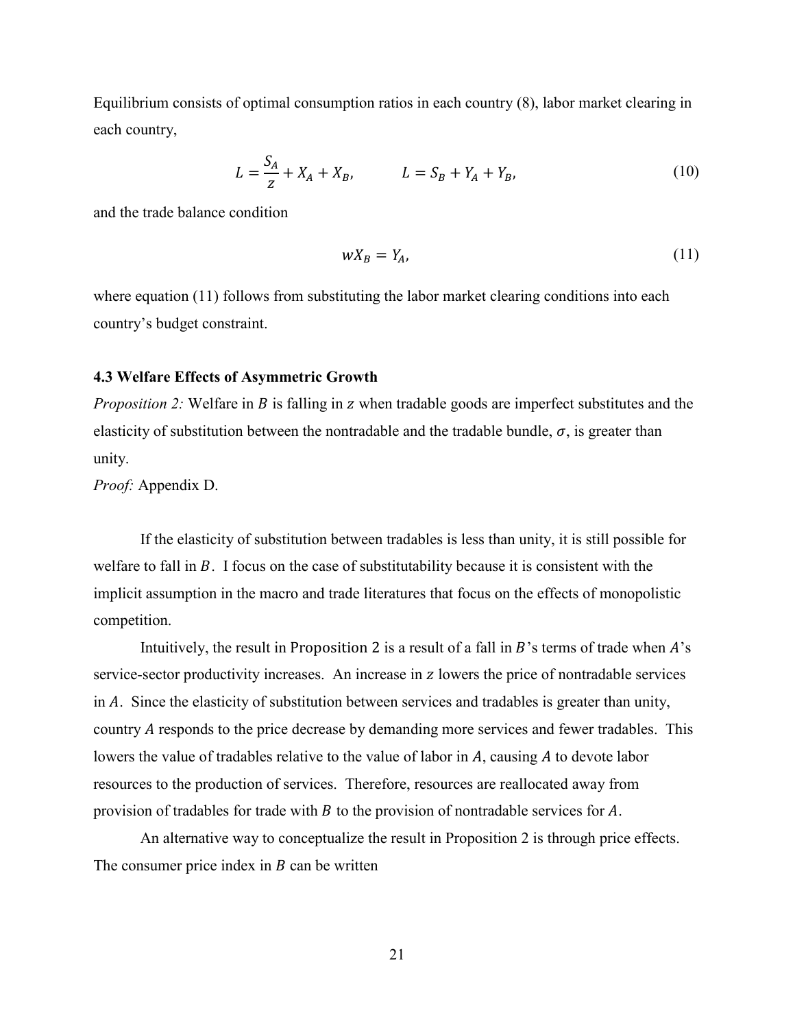Equilibrium consists of optimal consumption ratios in each country (8), labor market clearing in each country,

$$L = \frac{S_A}{z} + X_A + X_B, \qquad\qquad L = S_B + Y_A + Y_B, \tag{10}$$

and the trade balance condition

$$wX_B = Y_A, \tag{11}$$

where equation (11) follows from substituting the labor market clearing conditions into each country's budget constraint.

### 4.3 Welfare Effects of Asymmetric Growth

*Proposition 2:* Welfare in $B$ is falling in $z$ when tradable goods are imperfect substitutes and the elasticity of substitution between the nontradable and the tradable bundle, $\sigma$, is greater than unity.

*Proof:* Appendix D.

If the elasticity of substitution between tradables is less than unity, it is still possible for welfare to fall in $B$. I focus on the case of substitutability because it is consistent with the implicit assumption in the macro and trade literatures that focus on the effects of monopolistic competition.

Intuitively, the result in Proposition 2 is a result of a fall in $B$'s terms of trade when $A$'s service-sector productivity increases. An increase in $z$ lowers the price of nontradable services in $A$. Since the elasticity of substitution between services and tradables is greater than unity, country $A$ responds to the price decrease by demanding more services and fewer tradables. This lowers the value of tradables relative to the value of labor in $A$, causing $A$ to devote labor resources to the production of services. Therefore, resources are reallocated away from provision of tradables for trade with $B$ to the provision of nontradable services for $A$.

An alternative way to conceptualize the result in Proposition 2 is through price effects. The consumer price index in $B$ can be written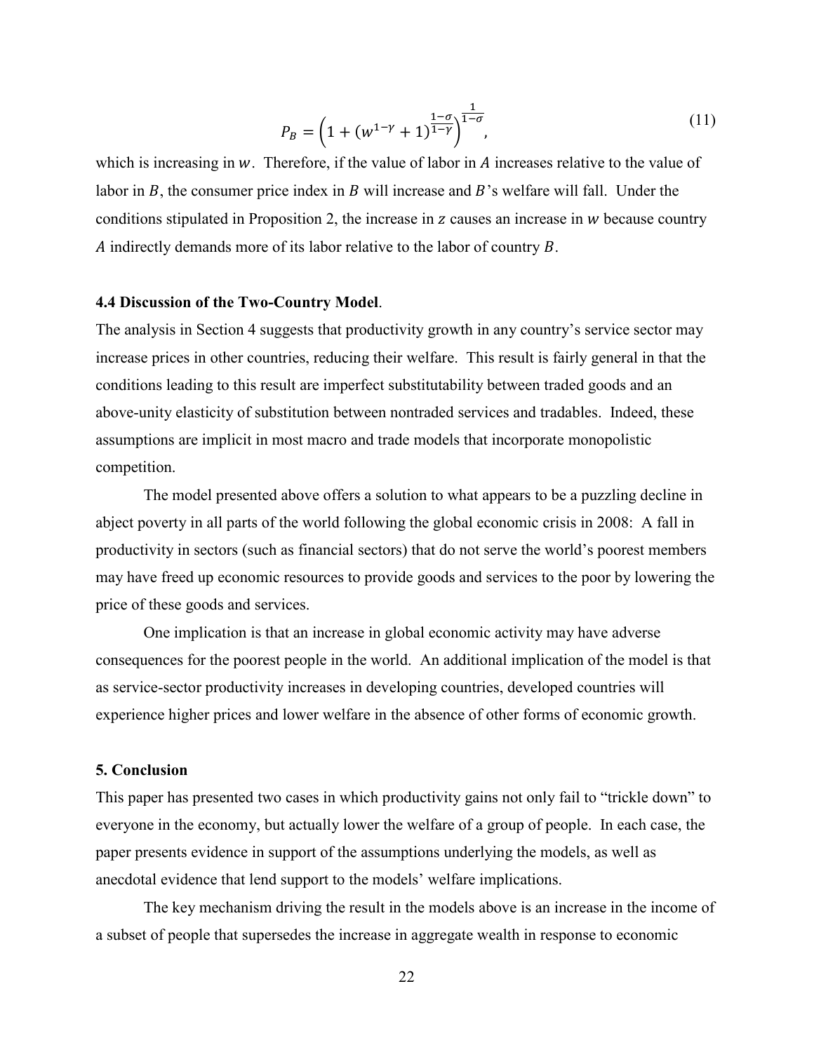$$P_B = \left(1 + (w^{1-\gamma} + 1)^{\frac{1-\sigma}{1-\gamma}}\right)^{\frac{1}{1-\sigma}}, \tag{11}$$

which is increasing in $w$. Therefore, if the value of labor in $A$ increases relative to the value of labor in $B$, the consumer price index in $B$ will increase and $B$'s welfare will fall. Under the conditions stipulated in Proposition 2, the increase in $z$ causes an increase in $w$ because country $A$ indirectly demands more of its labor relative to the labor of country $B$.

### 4.4 Discussion of the Two-Country Model.

The analysis in Section 4 suggests that productivity growth in any country's service sector may increase prices in other countries, reducing their welfare. This result is fairly general in that the conditions leading to this result are imperfect substitutability between traded goods and an above-unity elasticity of substitution between nontraded services and tradables. Indeed, these assumptions are implicit in most macro and trade models that incorporate monopolistic competition.

The model presented above offers a solution to what appears to be a puzzling decline in abject poverty in all parts of the world following the global economic crisis in 2008: A fall in productivity in sectors (such as financial sectors) that do not serve the world's poorest members may have freed up economic resources to provide goods and services to the poor by lowering the price of these goods and services.

One implication is that an increase in global economic activity may have adverse consequences for the poorest people in the world. An additional implication of the model is that as service-sector productivity increases in developing countries, developed countries will experience higher prices and lower welfare in the absence of other forms of economic growth.

## 5. Conclusion

This paper has presented two cases in which productivity gains not only fail to "trickle down" to everyone in the economy, but actually lower the welfare of a group of people. In each case, the paper presents evidence in support of the assumptions underlying the models, as well as anecdotal evidence that lend support to the models' welfare implications.

The key mechanism driving the result in the models above is an increase in the income of a subset of people that supersedes the increase in aggregate wealth in response to economic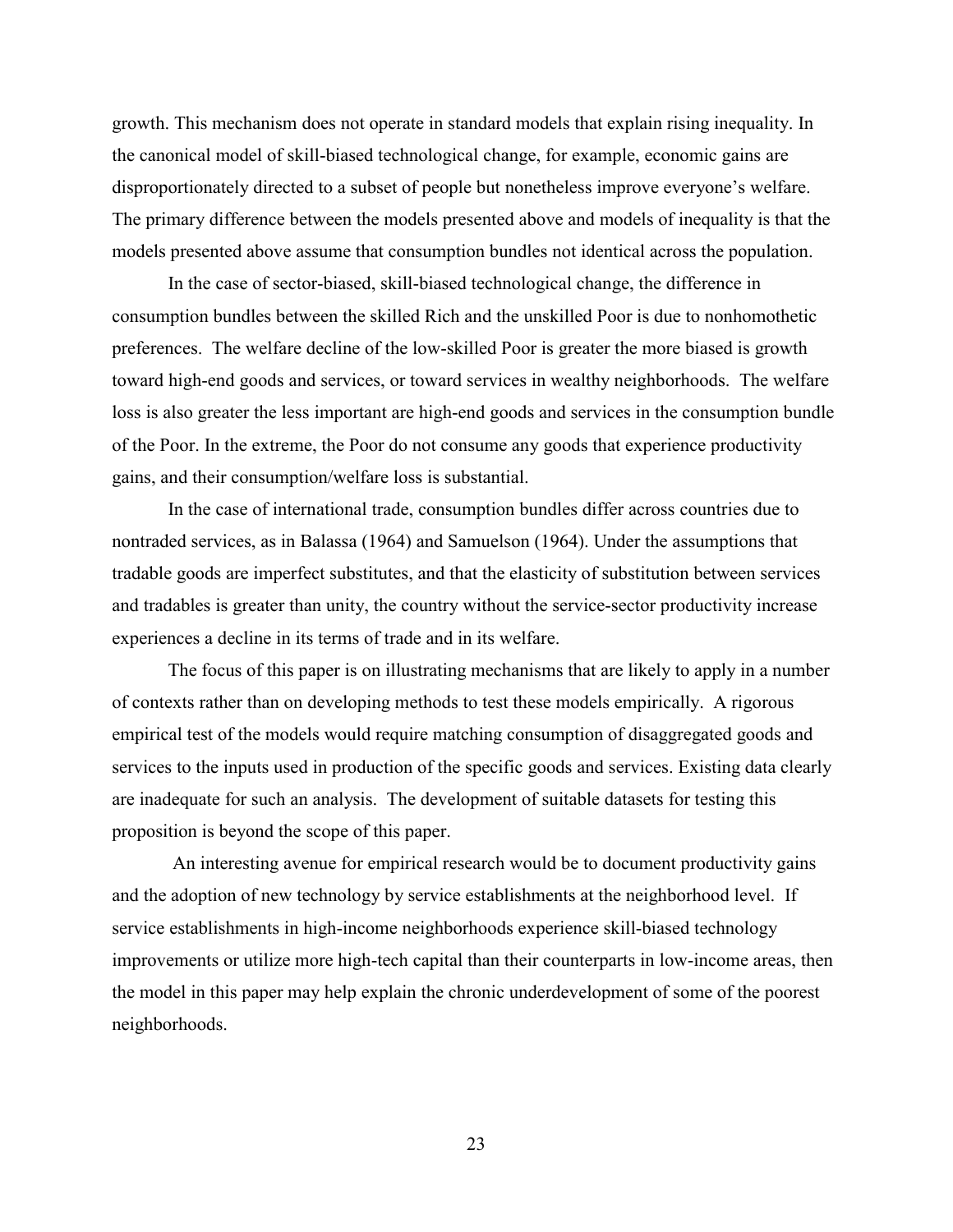growth. This mechanism does not operate in standard models that explain rising inequality. In the canonical model of skill-biased technological change, for example, economic gains are disproportionately directed to a subset of people but nonetheless improve everyone's welfare. The primary difference between the models presented above and models of inequality is that the models presented above assume that consumption bundles not identical across the population.

In the case of sector-biased, skill-biased technological change, the difference in consumption bundles between the skilled Rich and the unskilled Poor is due to nonhomothetic preferences. The welfare decline of the low-skilled Poor is greater the more biased is growth toward high-end goods and services, or toward services in wealthy neighborhoods. The welfare loss is also greater the less important are high-end goods and services in the consumption bundle of the Poor. In the extreme, the Poor do not consume any goods that experience productivity gains, and their consumption/welfare loss is substantial.

In the case of international trade, consumption bundles differ across countries due to nontraded services, as in Balassa (1964) and Samuelson (1964). Under the assumptions that tradable goods are imperfect substitutes, and that the elasticity of substitution between services and tradables is greater than unity, the country without the service-sector productivity increase experiences a decline in its terms of trade and in its welfare.

The focus of this paper is on illustrating mechanisms that are likely to apply in a number of contexts rather than on developing methods to test these models empirically. A rigorous empirical test of the models would require matching consumption of disaggregated goods and services to the inputs used in production of the specific goods and services. Existing data clearly are inadequate for such an analysis. The development of suitable datasets for testing this proposition is beyond the scope of this paper.

An interesting avenue for empirical research would be to document productivity gains and the adoption of new technology by service establishments at the neighborhood level. If service establishments in high-income neighborhoods experience skill-biased technology improvements or utilize more high-tech capital than their counterparts in low-income areas, then the model in this paper may help explain the chronic underdevelopment of some of the poorest neighborhoods.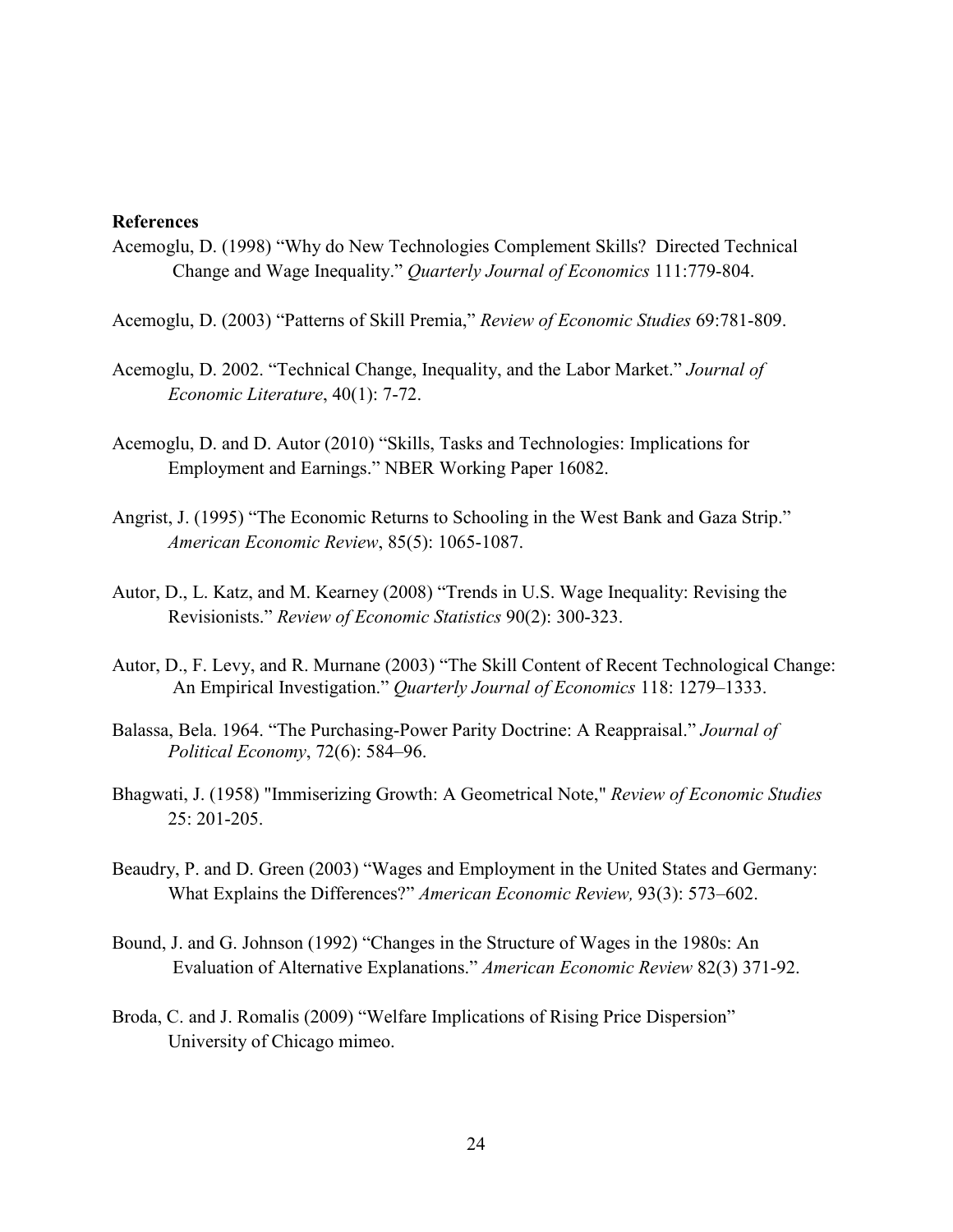**References**

Acemoglu, D. (1998) "Why do New Technologies Complement Skills? Directed Technical Change and Wage Inequality." *Quarterly Journal of Economics* 111:779-804.

Acemoglu, D. (2003) "Patterns of Skill Premia," *Review of Economic Studies* 69:781-809.

Acemoglu, D. 2002. "Technical Change, Inequality, and the Labor Market." *Journal of Economic Literature*, 40(1): 7-72.

Acemoglu, D. and D. Autor (2010) "Skills, Tasks and Technologies: Implications for Employment and Earnings." NBER Working Paper 16082.

Angrist, J. (1995) "The Economic Returns to Schooling in the West Bank and Gaza Strip." *American Economic Review*, 85(5): 1065-1087.

Autor, D., L. Katz, and M. Kearney (2008) "Trends in U.S. Wage Inequality: Revising the Revisionists." *Review of Economic Statistics* 90(2): 300-323.

Autor, D., F. Levy, and R. Murnane (2003) "The Skill Content of Recent Technological Change: An Empirical Investigation." *Quarterly Journal of Economics* 118: 1279–1333.

Balassa, Bela. 1964. "The Purchasing-Power Parity Doctrine: A Reappraisal." *Journal of Political Economy*, 72(6): 584–96.

Bhagwati, J. (1958) "Immiserizing Growth: A Geometrical Note," *Review of Economic Studies* 25: 201-205.

Beaudry, P. and D. Green (2003) "Wages and Employment in the United States and Germany: What Explains the Differences?" *American Economic Review,* 93(3): 573–602.

Bound, J. and G. Johnson (1992) "Changes in the Structure of Wages in the 1980s: An Evaluation of Alternative Explanations." *American Economic Review* 82(3) 371-92.

Broda, C. and J. Romalis (2009) "Welfare Implications of Rising Price Dispersion" University of Chicago mimeo.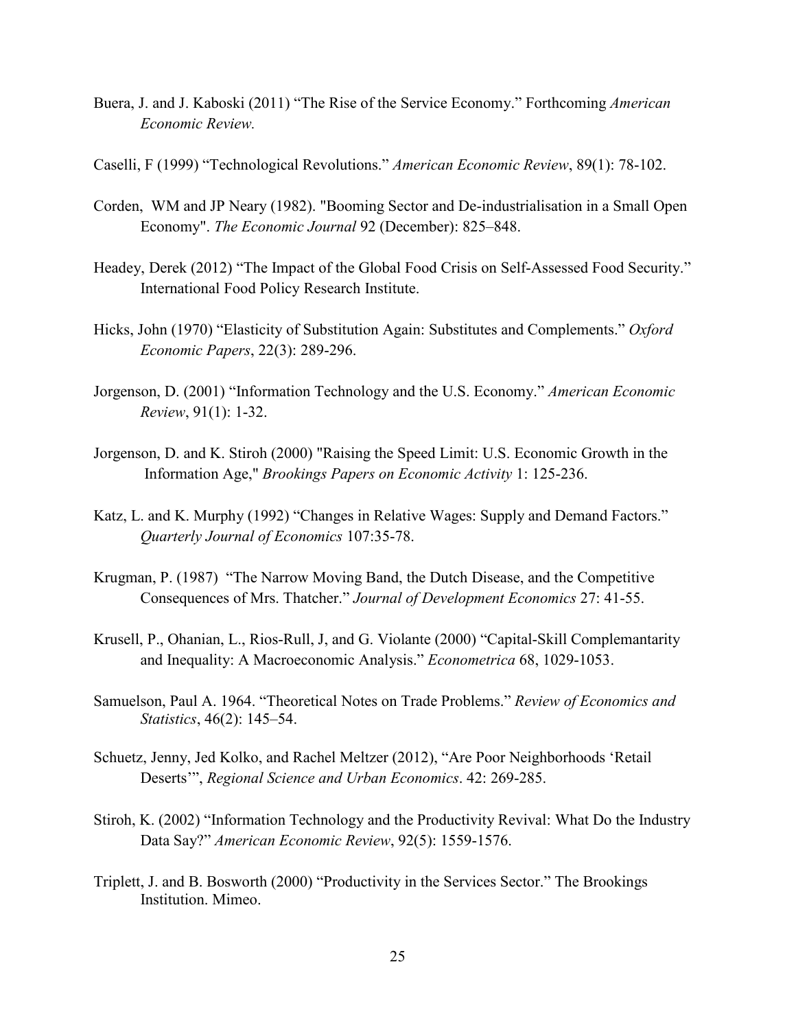Buera, J. and J. Kaboski (2011) "The Rise of the Service Economy." Forthcoming *American Economic Review.*

Caselli, F (1999) "Technological Revolutions." *American Economic Review*, 89(1): 78-102.

Corden, WM and JP Neary (1982). "Booming Sector and De-industrialisation in a Small Open Economy". *The Economic Journal* 92 (December): 825–848.

Headey, Derek (2012) "The Impact of the Global Food Crisis on Self-Assessed Food Security." International Food Policy Research Institute.

Hicks, John (1970) "Elasticity of Substitution Again: Substitutes and Complements." *Oxford Economic Papers*, 22(3): 289-296.

Jorgenson, D. (2001) "Information Technology and the U.S. Economy." *American Economic Review*, 91(1): 1-32.

Jorgenson, D. and K. Stiroh (2000) "Raising the Speed Limit: U.S. Economic Growth in the Information Age," *Brookings Papers on Economic Activity* 1: 125-236.

Katz, L. and K. Murphy (1992) "Changes in Relative Wages: Supply and Demand Factors." *Quarterly Journal of Economics* 107:35-78.

Krugman, P. (1987) "The Narrow Moving Band, the Dutch Disease, and the Competitive Consequences of Mrs. Thatcher." *Journal of Development Economics* 27: 41-55.

Krusell, P., Ohanian, L., Rios-Rull, J, and G. Violante (2000) "Capital-Skill Complemantarity and Inequality: A Macroeconomic Analysis." *Econometrica* 68, 1029-1053.

Samuelson, Paul A. 1964. "Theoretical Notes on Trade Problems." *Review of Economics and Statistics*, 46(2): 145–54.

Schuetz, Jenny, Jed Kolko, and Rachel Meltzer (2012), "Are Poor Neighborhoods 'Retail Deserts'", *Regional Science and Urban Economics*. 42: 269-285.

Stiroh, K. (2002) "Information Technology and the Productivity Revival: What Do the Industry Data Say?" *American Economic Review*, 92(5): 1559-1576.

Triplett, J. and B. Bosworth (2000) "Productivity in the Services Sector." The Brookings Institution. Mimeo.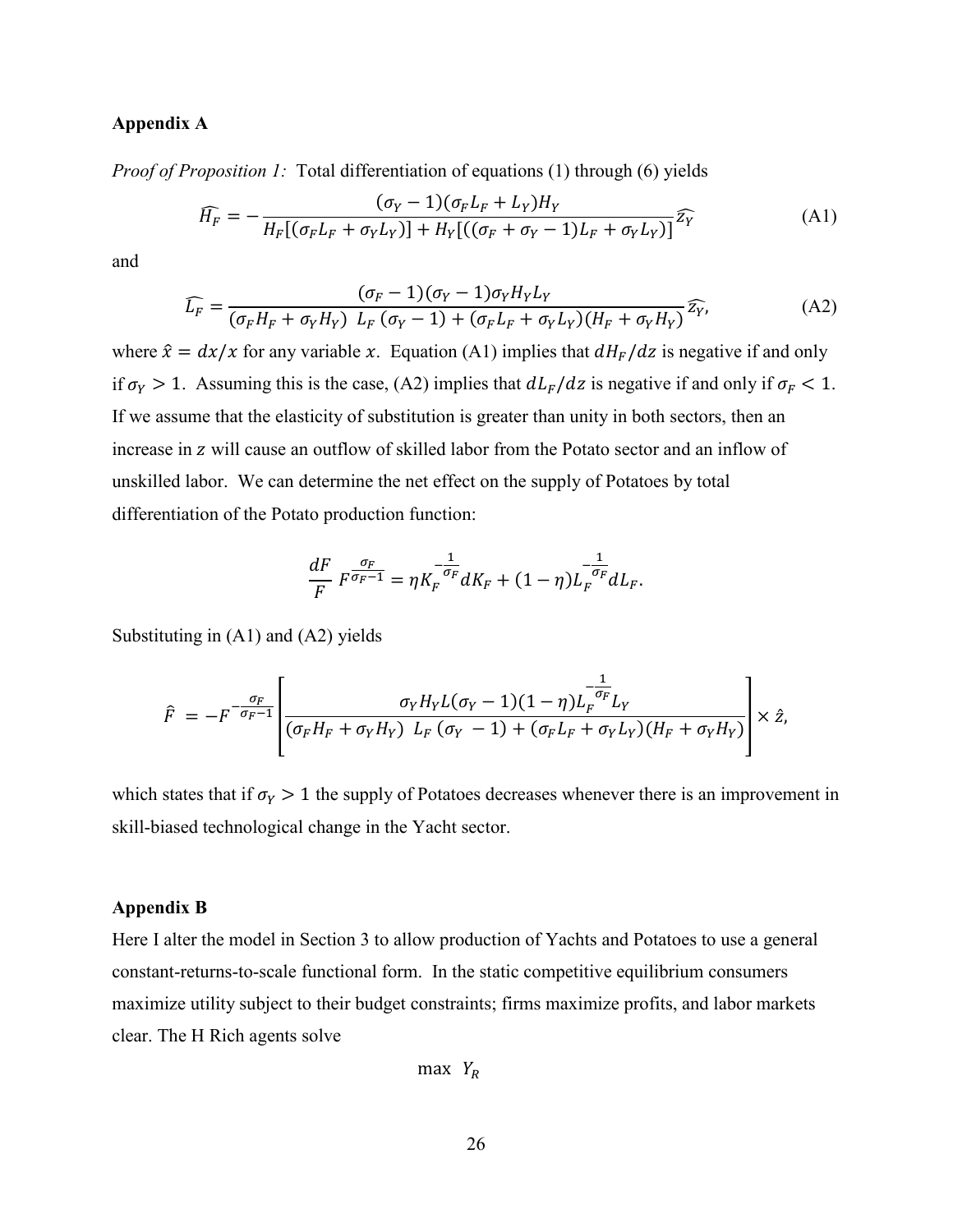## Appendix A

*Proof of Proposition 1:* Total differentiation of equations (1) through (6) yields

$$\widehat{H_F} = -\frac{(\sigma_Y - 1)(\sigma_F L_F + L_Y)H_Y}{H_F[(\sigma_F L_F + \sigma_Y L_Y)] + H_Y[((\sigma_F + \sigma_Y - 1)L_F + \sigma_Y L_Y)]}\widehat{z_Y} \tag{A1}$$

and

$$\widehat{L_F} = \frac{(\sigma_F - 1)(\sigma_Y - 1)\sigma_Y H_Y L_Y}{(\sigma_F H_F + \sigma_Y H_Y)\ L_F\,(\sigma_Y - 1) + (\sigma_F L_F + \sigma_Y L_Y)(H_F + \sigma_Y H_Y)}\widehat{z_Y}, \tag{A2}$$

where $\hat{x} = dx/x$ for any variable $x$. Equation (A1) implies that $dH_F/dz$ is negative if and only if $\sigma_Y > 1$. Assuming this is the case, (A2) implies that $dL_F/dz$ is negative if and only if $\sigma_F < 1$. If we assume that the elasticity of substitution is greater than unity in both sectors, then an increase in $z$ will cause an outflow of skilled labor from the Potato sector and an inflow of unskilled labor. We can determine the net effect on the supply of Potatoes by total differentiation of the Potato production function:

$$\frac{dF}{F}\,F^{\frac{\sigma_F}{\sigma_F - 1}} = \eta K_F^{-\frac{1}{\sigma_F}} dK_F + (1-\eta)L_F^{-\frac{1}{\sigma_F}} dL_F.$$

Substituting in (A1) and (A2) yields

$$\hat{F} \ = -F^{-\frac{\sigma_F}{\sigma_F - 1}}\left[\frac{\sigma_Y H_Y L(\sigma_Y - 1)(1-\eta)L_F^{-\frac{1}{\sigma_F}} L_Y}{(\sigma_F H_F + \sigma_Y H_Y)\ L_F\,(\sigma_Y \ - 1) + (\sigma_F L_F + \sigma_Y L_Y)(H_F + \sigma_Y H_Y)}\right] \times \hat{z},$$

which states that if $\sigma_Y > 1$ the supply of Potatoes decreases whenever there is an improvement in skill-biased technological change in the Yacht sector.

## Appendix B

Here I alter the model in Section 3 to allow production of Yachts and Potatoes to use a general constant-returns-to-scale functional form. In the static competitive equilibrium consumers maximize utility subject to their budget constraints; firms maximize profits, and labor markets clear. The H Rich agents solve

$$\max \ Y_R$$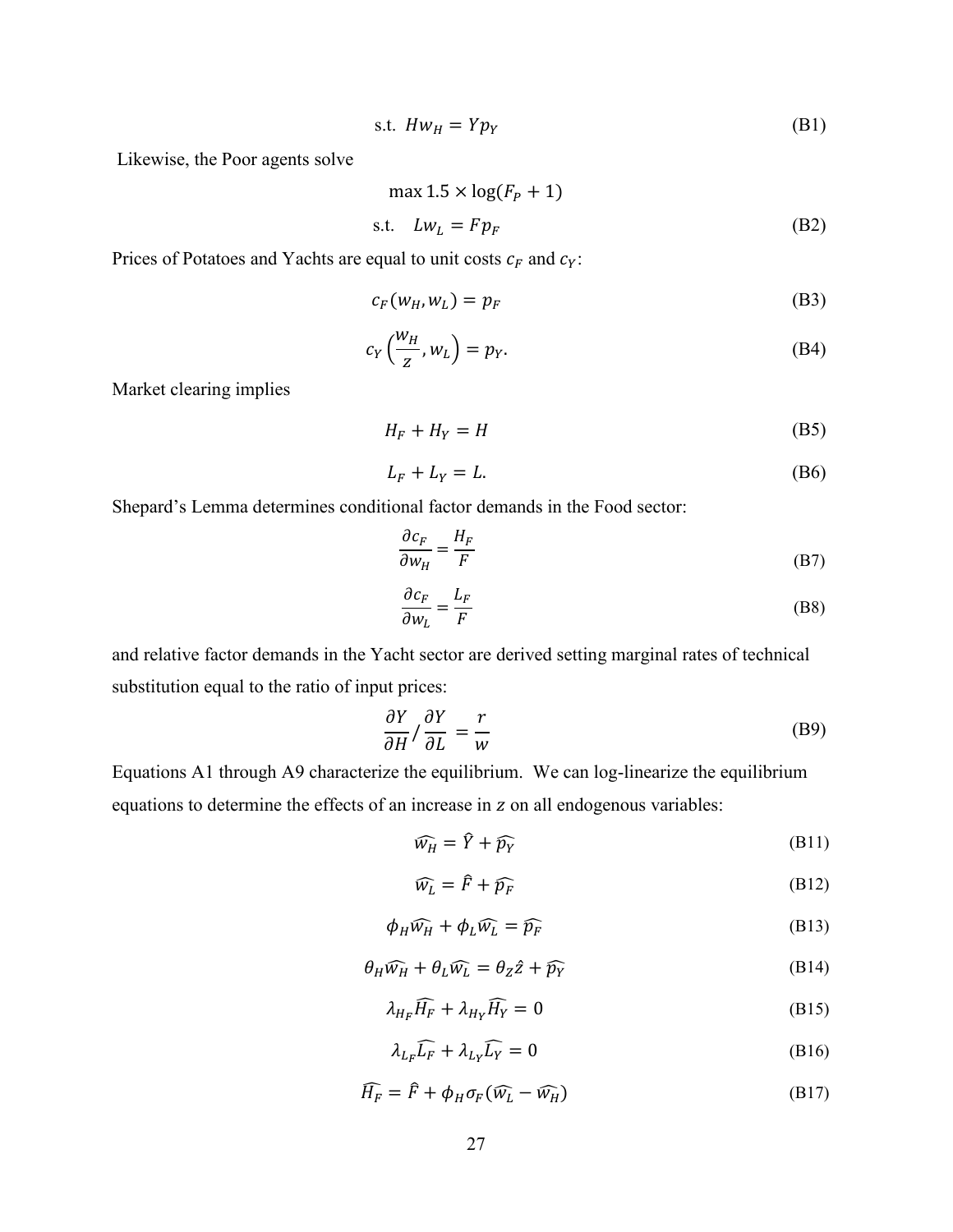$$\text{s.t. } Hw_H = Yp_Y \tag{B1}$$

Likewise, the Poor agents solve

$$\max 1.5 \times \log(F_P + 1)$$

$$\text{s.t. } \quad Lw_L = Fp_F \tag{B2}$$

Prices of Potatoes and Yachts are equal to unit costs $c_F$ and $c_Y$:

$$c_F(w_H, w_L) = p_F \tag{B3}$$

$$c_Y\left(\frac{w_H}{z}, w_L\right) = p_Y. \tag{B4}$$

Market clearing implies

$$H_F + H_Y = H \tag{B5}$$

$$L_F + L_Y = L. \tag{B6}$$

Shepard's Lemma determines conditional factor demands in the Food sector:

$$\frac{\partial c_F}{\partial w_H} = \frac{H_F}{F} \tag{B7}$$

$$\frac{\partial c_F}{\partial w_L} = \frac{L_F}{F} \tag{B8}$$

and relative factor demands in the Yacht sector are derived setting marginal rates of technical substitution equal to the ratio of input prices:

$$\frac{\partial Y}{\partial H} / \frac{\partial Y}{\partial L} = \frac{r}{w} \tag{B9}$$

Equations A1 through A9 characterize the equilibrium. We can log-linearize the equilibrium equations to determine the effects of an increase in $z$ on all endogenous variables:

$$\widehat{w_H} = \hat{Y} + \widehat{p_Y} \tag{B11}$$

$$\widehat{w_L} = \hat{F} + \widehat{p_F} \tag{B12}$$

$$\phi_H \widehat{w_H} + \phi_L \widehat{w_L} = \widehat{p_F} \tag{B13}$$

$$\theta_H \widehat{w_H} + \theta_L \widehat{w_L} = \theta_Z \hat{z} + \widehat{p_Y} \tag{B14}$$

$$\lambda_{H_F} \widehat{H_F} + \lambda_{H_Y} \widehat{H_Y} = 0 \tag{B15}$$

$$\lambda_{L_F} \widehat{L_F} + \lambda_{L_Y} \widehat{L_Y} = 0 \tag{B16}$$

$$\widehat{H_F} = \hat{F} + \phi_H \sigma_F (\widehat{w_L} - \widehat{w_H}) \tag{B17}$$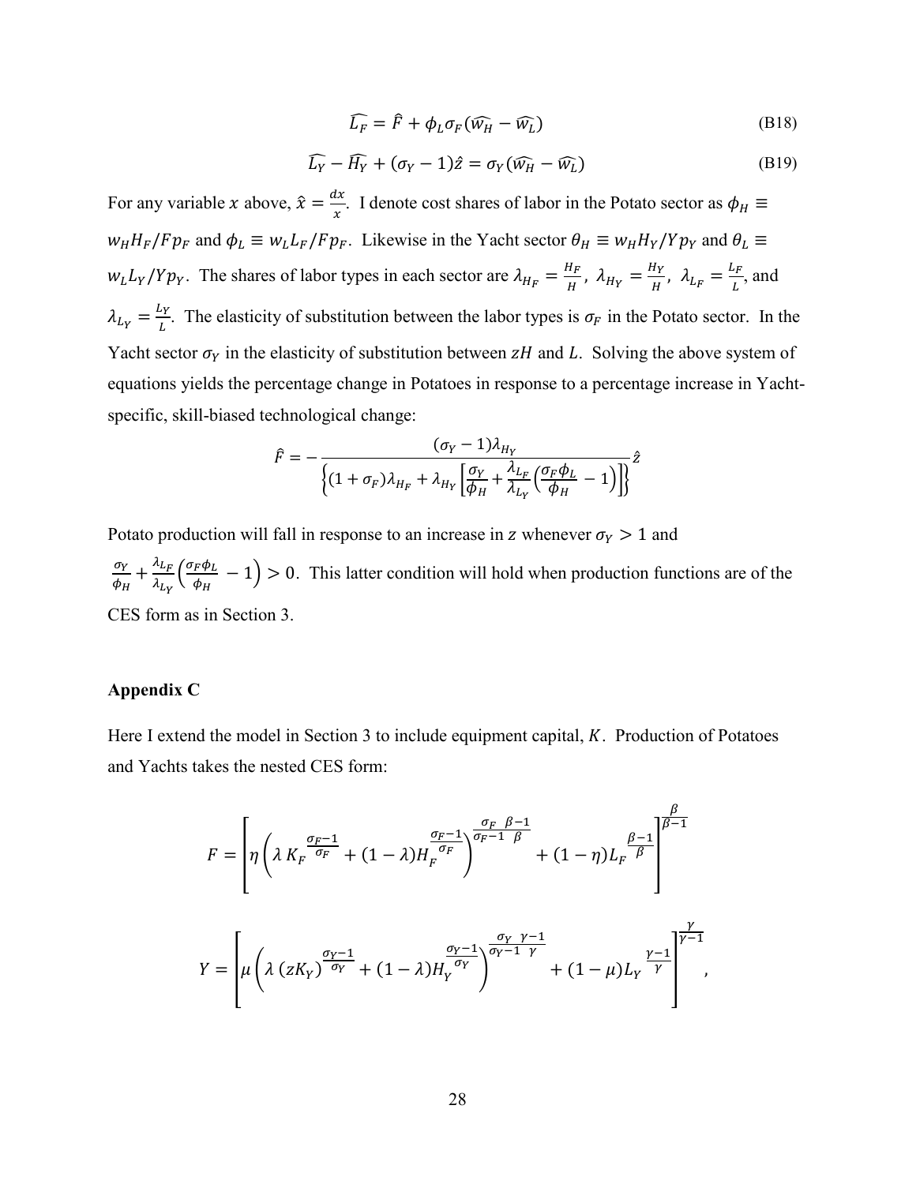$$\widehat{L_F} = \hat{F} + \phi_L \sigma_F (\widehat{w_H} - \widehat{w_L}) \tag{B18}$$

$$\widehat{L_Y} - \widehat{H_Y} + (\sigma_Y - 1)\hat{z} = \sigma_Y (\widehat{w_H} - \widehat{w_L}) \tag{B19}$$

For any variable $x$ above, $\hat{x} = \frac{dx}{x}$. I denote cost shares of labor in the Potato sector as $\phi_H \equiv w_H H_F / F p_F$ and $\phi_L \equiv w_L L_F / F p_F$. Likewise in the Yacht sector $\theta_H \equiv w_H H_Y / Y p_Y$ and $\theta_L \equiv w_L L_Y / Y p_Y$. The shares of labor types in each sector are $\lambda_{H_F} = \frac{H_F}{H}$, $\lambda_{H_Y} = \frac{H_Y}{H}$, $\lambda_{L_F} = \frac{L_F}{L}$, and $\lambda_{L_Y} = \frac{L_Y}{L}$. The elasticity of substitution between the labor types is $\sigma_F$ in the Potato sector. In the Yacht sector $\sigma_Y$ in the elasticity of substitution between $zH$ and $L$. Solving the above system of equations yields the percentage change in Potatoes in response to a percentage increase in Yacht-specific, skill-biased technological change:

$$\hat{F} = -\frac{(\sigma_Y - 1)\lambda_{H_Y}}{\left\{(1+\sigma_F)\lambda_{H_F} + \lambda_{H_Y}\left[\frac{\sigma_Y}{\phi_H} + \frac{\lambda_{L_F}}{\lambda_{L_Y}}\left(\frac{\sigma_F \phi_L}{\phi_H} - 1\right)\right]\right\}}\hat{z}$$

Potato production will fall in response to an increase in $z$ whenever $\sigma_Y > 1$ and $\frac{\sigma_Y}{\phi_H} + \frac{\lambda_{L_F}}{\lambda_{L_Y}}\left(\frac{\sigma_F \phi_L}{\phi_H} - 1\right) > 0$. This latter condition will hold when production functions are of the CES form as in Section 3.

### Appendix C

Here I extend the model in Section 3 to include equipment capital, $K$. Production of Potatoes and Yachts takes the nested CES form:

$$F = \left[\eta\left(\lambda K_F^{\frac{\sigma_F - 1}{\sigma_F}} + (1-\lambda) H_F^{\frac{\sigma_F - 1}{\sigma_F}}\right)^{\frac{\sigma_F}{\sigma_F - 1}\frac{\beta - 1}{\beta}} + (1-\eta) L_F^{\frac{\beta - 1}{\beta}}\right]^{\frac{\beta}{\beta - 1}}$$

$$Y = \left[\mu\left(\lambda (zK_Y)^{\frac{\sigma_Y - 1}{\sigma_Y}} + (1-\lambda) H_Y^{\frac{\sigma_Y - 1}{\sigma_Y}}\right)^{\frac{\sigma_Y}{\sigma_Y - 1}\frac{\gamma - 1}{\gamma}} + (1-\mu) L_Y^{\frac{\gamma - 1}{\gamma}}\right]^{\frac{\gamma}{\gamma - 1}},$$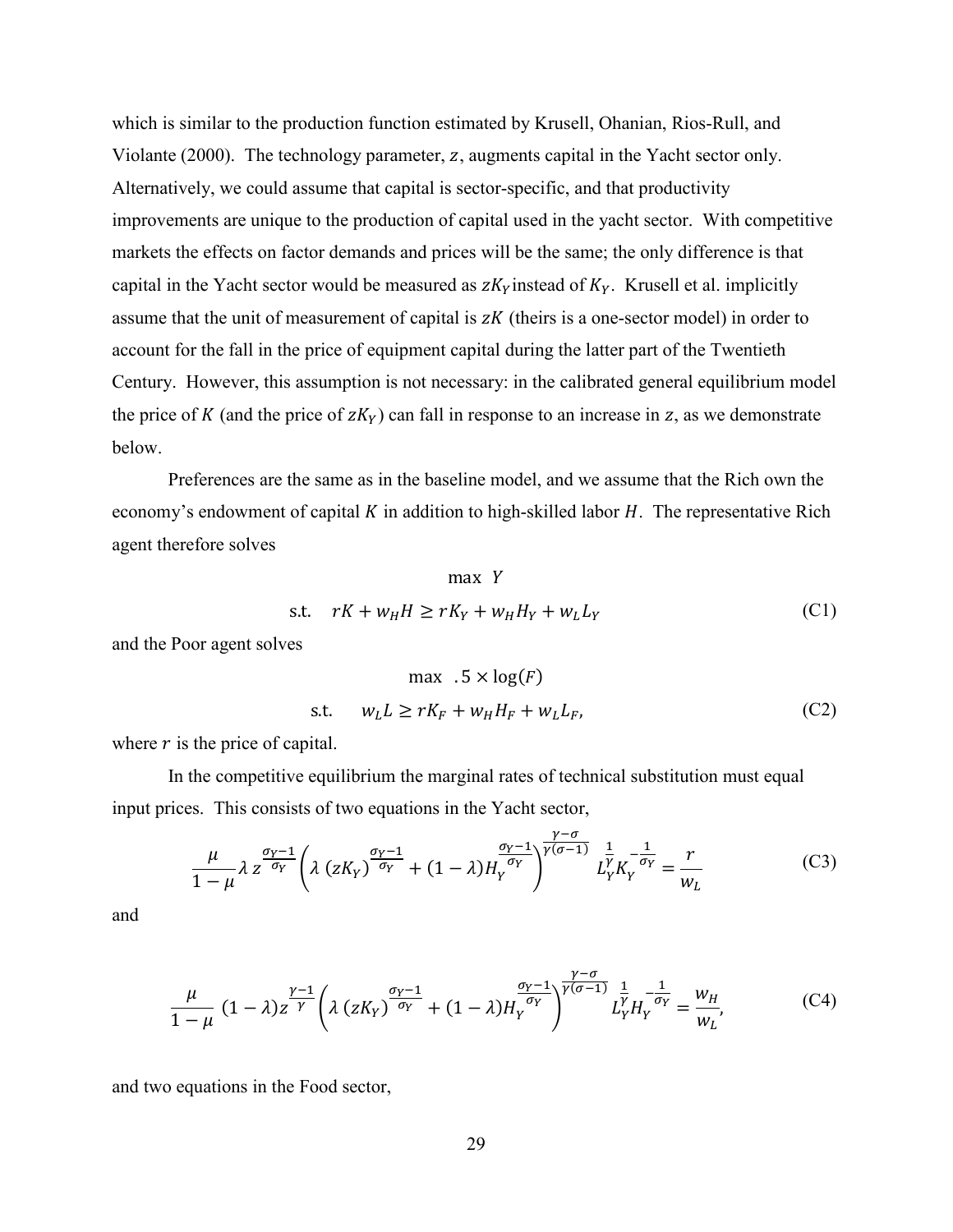which is similar to the production function estimated by Krusell, Ohanian, Rios-Rull, and Violante (2000). The technology parameter, $z$, augments capital in the Yacht sector only. Alternatively, we could assume that capital is sector-specific, and that productivity improvements are unique to the production of capital used in the yacht sector. With competitive markets the effects on factor demands and prices will be the same; the only difference is that capital in the Yacht sector would be measured as $zK_Y$ instead of $K_Y$. Krusell et al. implicitly assume that the unit of measurement of capital is $zK$ (theirs is a one-sector model) in order to account for the fall in the price of equipment capital during the latter part of the Twentieth Century. However, this assumption is not necessary: in the calibrated general equilibrium model the price of $K$ (and the price of $zK_Y$) can fall in response to an increase in $z$, as we demonstrate below.

Preferences are the same as in the baseline model, and we assume that the Rich own the economy's endowment of capital $K$ in addition to high-skilled labor $H$. The representative Rich agent therefore solves

$$\max \ Y$$

$$\text{s.t.} \quad rK + w_H H \geq rK_Y + w_H H_Y + w_L L_Y \tag{C1}$$

and the Poor agent solves

$$\max \ .5 \times \log(F)$$

$$\text{s.t.} \quad w_L L \geq rK_F + w_H H_F + w_L L_F, \tag{C2}$$

where $r$ is the price of capital.

In the competitive equilibrium the marginal rates of technical substitution must equal input prices. This consists of two equations in the Yacht sector,

$$\frac{\mu}{1-\mu}\lambda\, z^{\frac{\sigma_Y - 1}{\sigma_Y}}\left(\lambda\,(zK_Y)^{\frac{\sigma_Y-1}{\sigma_Y}} + (1-\lambda)H_Y^{\frac{\sigma_Y-1}{\sigma_Y}}\right)^{\frac{\gamma-\sigma}{\gamma(\sigma-1)}} L_Y^{\frac{1}{\gamma}} K_Y^{-\frac{1}{\sigma_Y}} = \frac{r}{w_L} \tag{C3}$$

and

$$\frac{\mu}{1-\mu}\,(1-\lambda) z^{\frac{\gamma-1}{\gamma}}\left(\lambda\,(zK_Y)^{\frac{\sigma_Y-1}{\sigma_Y}} + (1-\lambda)H_Y^{\frac{\sigma_Y-1}{\sigma_Y}}\right)^{\frac{\gamma-\sigma}{\gamma(\sigma-1)}} L_Y^{\frac{1}{\gamma}} H_Y^{-\frac{1}{\sigma_Y}} = \frac{w_H}{w_L}, \tag{C4}$$

and two equations in the Food sector,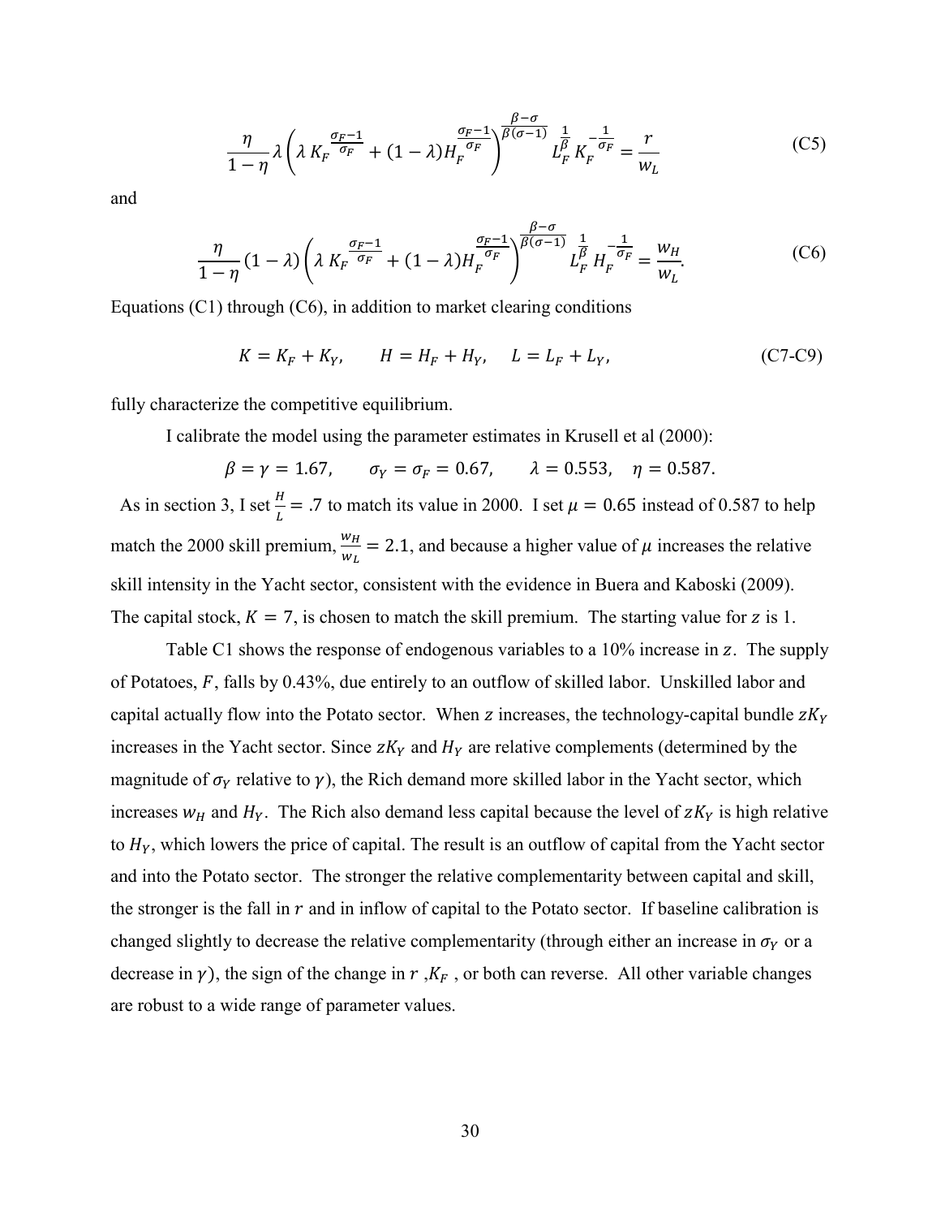$$\frac{\eta}{1-\eta}\lambda\left(\lambda\, K_F^{\frac{\sigma_F-1}{\sigma_F}}+(1-\lambda)H_F^{\frac{\sigma_F-1}{\sigma_F}}\right)^{\frac{\beta-\sigma}{\beta(\sigma-1)}} L_F^{\frac{1}{\beta}}\, K_F^{-\frac{1}{\sigma_F}}=\frac{r}{w_L} \tag{C5}$$

and

$$\frac{\eta}{1-\eta}(1-\lambda)\left(\lambda\, K_F^{\frac{\sigma_F-1}{\sigma_F}}+(1-\lambda)H_F^{\frac{\sigma_F-1}{\sigma_F}}\right)^{\frac{\beta-\sigma}{\beta(\sigma-1)}} L_F^{\frac{1}{\beta}}\, H_F^{-\frac{1}{\sigma_F}}=\frac{w_H}{w_L}. \tag{C6}$$

Equations (C1) through (C6), in addition to market clearing conditions

$$K = K_F + K_Y, \qquad H = H_F + H_Y, \quad L = L_F + L_Y, \tag{C7-C9}$$

fully characterize the competitive equilibrium.

I calibrate the model using the parameter estimates in Krusell et al (2000):

$$\beta = \gamma = 1.67, \qquad \sigma_Y = \sigma_F = 0.67, \qquad \lambda = 0.553, \quad \eta = 0.587.$$

As in section 3, I set $\frac{H}{L} = .7$ to match its value in 2000. I set $\mu = 0.65$ instead of 0.587 to help match the 2000 skill premium, $\frac{w_H}{w_L} = 2.1$, and because a higher value of $\mu$ increases the relative skill intensity in the Yacht sector, consistent with the evidence in Buera and Kaboski (2009). The capital stock, $K = 7$, is chosen to match the skill premium. The starting value for $z$ is 1.

Table C1 shows the response of endogenous variables to a 10% increase in $z$. The supply of Potatoes, $F$, falls by 0.43%, due entirely to an outflow of skilled labor. Unskilled labor and capital actually flow into the Potato sector. When $z$ increases, the technology-capital bundle $zK_Y$ increases in the Yacht sector. Since $zK_Y$ and $H_Y$ are relative complements (determined by the magnitude of $\sigma_Y$ relative to $\gamma$), the Rich demand more skilled labor in the Yacht sector, which increases $w_H$ and $H_Y$. The Rich also demand less capital because the level of $zK_Y$ is high relative to $H_Y$, which lowers the price of capital. The result is an outflow of capital from the Yacht sector and into the Potato sector. The stronger the relative complementarity between capital and skill, the stronger is the fall in $r$ and in inflow of capital to the Potato sector. If baseline calibration is changed slightly to decrease the relative complementarity (through either an increase in $\sigma_Y$ or a decrease in $\gamma$), the sign of the change in $r$ ,$K_F$ , or both can reverse. All other variable changes are robust to a wide range of parameter values.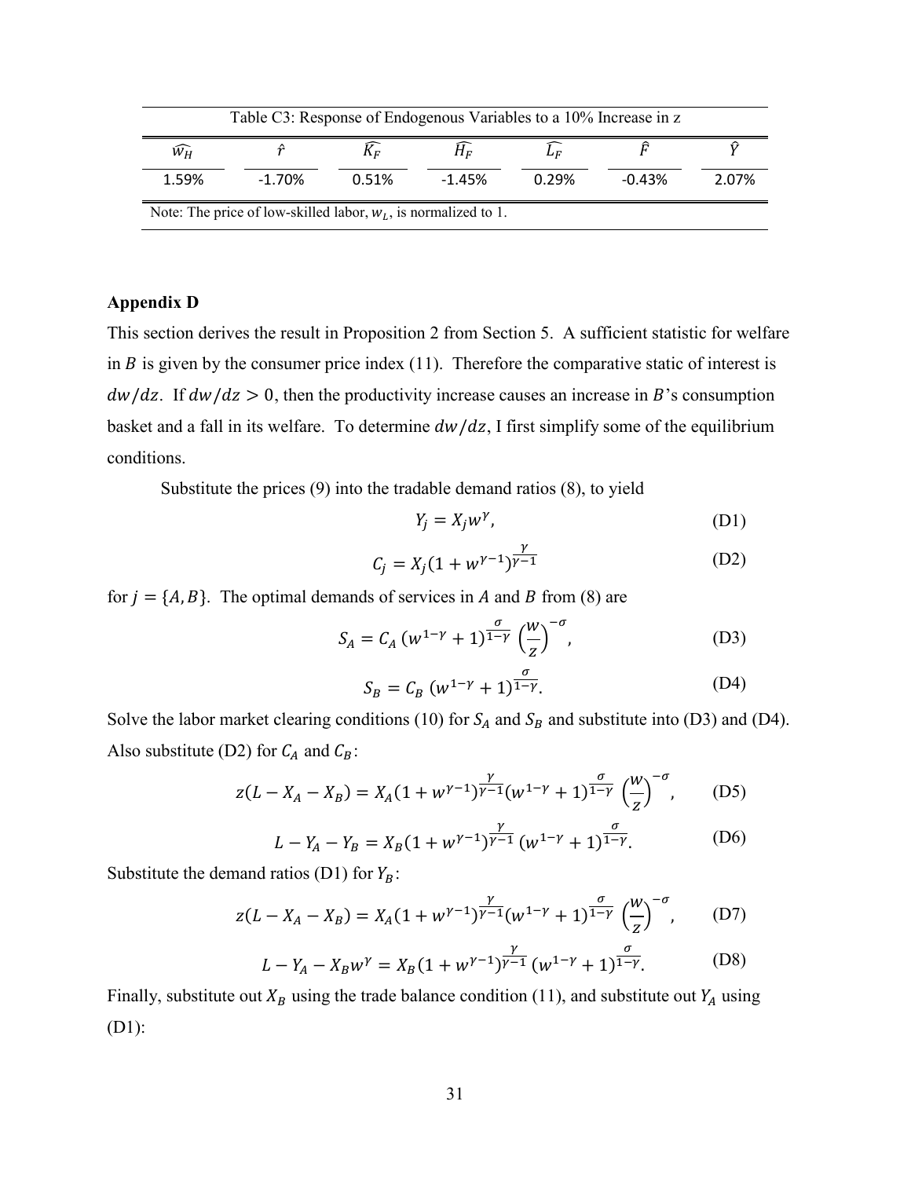Table C3: Response of Endogenous Variables to a 10% Increase in z

| $\widehat{w_H}$ | $\hat{r}$ | $\widehat{K_F}$ | $\widehat{H_F}$ | $\widehat{L_F}$ | $\hat{F}$ | $\hat{Y}$ |
|---|---|---|---|---|---|---|
| 1.59% | -1.70% | 0.51% | -1.45% | 0.29% | -0.43% | 2.07% |

Note: The price of low-skilled labor, $w_L$, is normalized to 1.

### Appendix D

This section derives the result in Proposition 2 from Section 5. A sufficient statistic for welfare in $B$ is given by the consumer price index (11). Therefore the comparative static of interest is $dw/dz$. If $dw/dz > 0$, then the productivity increase causes an increase in $B$'s consumption basket and a fall in its welfare. To determine $dw/dz$, I first simplify some of the equilibrium conditions.

Substitute the prices (9) into the tradable demand ratios (8), to yield

$$Y_j = X_j w^{\gamma}, \tag{D1}$$

$$C_j = X_j(1 + w^{\gamma-1})^{\frac{\gamma}{\gamma-1}} \tag{D2}$$

for $j = \{A, B\}$. The optimal demands of services in $A$ and $B$ from (8) are

$$S_A = C_A\,(w^{1-\gamma} + 1)^{\frac{\sigma}{1-\gamma}} \left(\frac{w}{z}\right)^{-\sigma}, \tag{D3}$$

$$S_B = C_B\,(w^{1-\gamma} + 1)^{\frac{\sigma}{1-\gamma}}. \tag{D4}$$

Solve the labor market clearing conditions (10) for $S_A$ and $S_B$ and substitute into (D3) and (D4). Also substitute (D2) for $C_A$ and $C_B$:

$$z(L - X_A - X_B) = X_A(1 + w^{\gamma-1})^{\frac{\gamma}{\gamma-1}}(w^{1-\gamma} + 1)^{\frac{\sigma}{1-\gamma}} \left(\frac{w}{z}\right)^{-\sigma}, \tag{D5}$$

$$L - Y_A - Y_B = X_B(1 + w^{\gamma-1})^{\frac{\gamma}{\gamma-1}}\,(w^{1-\gamma} + 1)^{\frac{\sigma}{1-\gamma}}. \tag{D6}$$

Substitute the demand ratios (D1) for $Y_B$:

$$z(L - X_A - X_B) = X_A(1 + w^{\gamma-1})^{\frac{\gamma}{\gamma-1}}(w^{1-\gamma} + 1)^{\frac{\sigma}{1-\gamma}} \left(\frac{w}{z}\right)^{-\sigma}, \tag{D7}$$

$$L - Y_A - X_B w^{\gamma} = X_B(1 + w^{\gamma-1})^{\frac{\gamma}{\gamma-1}}\,(w^{1-\gamma} + 1)^{\frac{\sigma}{1-\gamma}}. \tag{D8}$$

Finally, substitute out $X_B$ using the trade balance condition (11), and substitute out $Y_A$ using (D1):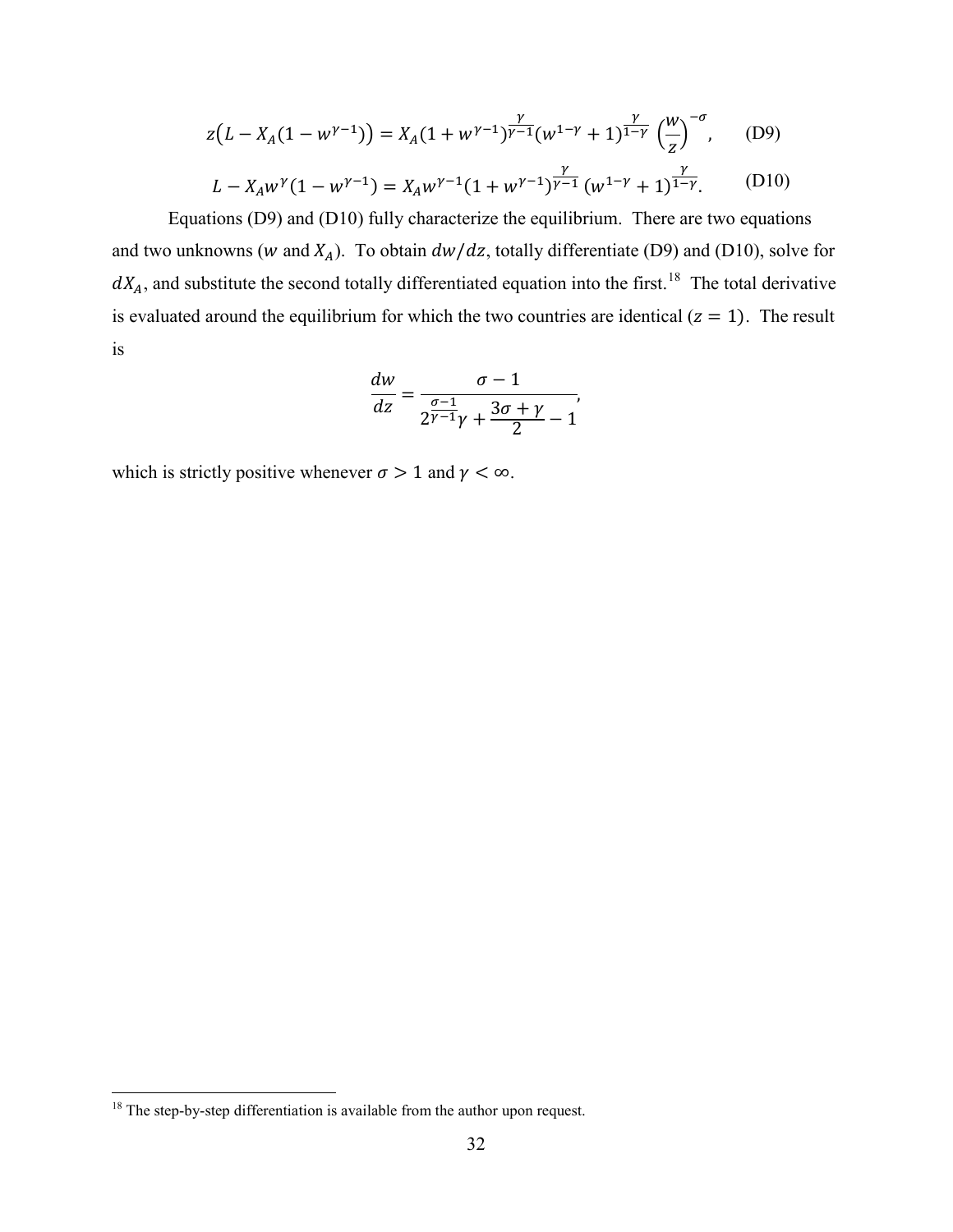$$z\left(L - X_A(1 - w^{\gamma-1})\right) = X_A(1 + w^{\gamma-1})^{\frac{\gamma}{\gamma-1}}(w^{1-\gamma} + 1)^{\frac{\gamma}{1-\gamma}}\left(\frac{w}{z}\right)^{-\sigma}, \qquad \text{(D9)}$$

$$L - X_A w^{\gamma}(1 - w^{\gamma-1}) = X_A w^{\gamma-1}(1 + w^{\gamma-1})^{\frac{\gamma}{\gamma-1}}(w^{1-\gamma} + 1)^{\frac{\gamma}{1-\gamma}}. \qquad \text{(D10)}$$

Equations (D9) and (D10) fully characterize the equilibrium. There are two equations and two unknowns ($w$ and $X_A$). To obtain $dw/dz$, totally differentiate (D9) and (D10), solve for $dX_A$, and substitute the second totally differentiated equation into the first.[18] The total derivative is evaluated around the equilibrium for which the two countries are identical ($z = 1$). The result is

$$\frac{dw}{dz} = \frac{\sigma - 1}{2^{\frac{\sigma-1}{\gamma-1}}\gamma + \frac{3\sigma + \gamma}{2} - 1},$$

which is strictly positive whenever $\sigma > 1$ and $\gamma < \infty$.

[18] The step-by-step differentiation is available from the author upon request.